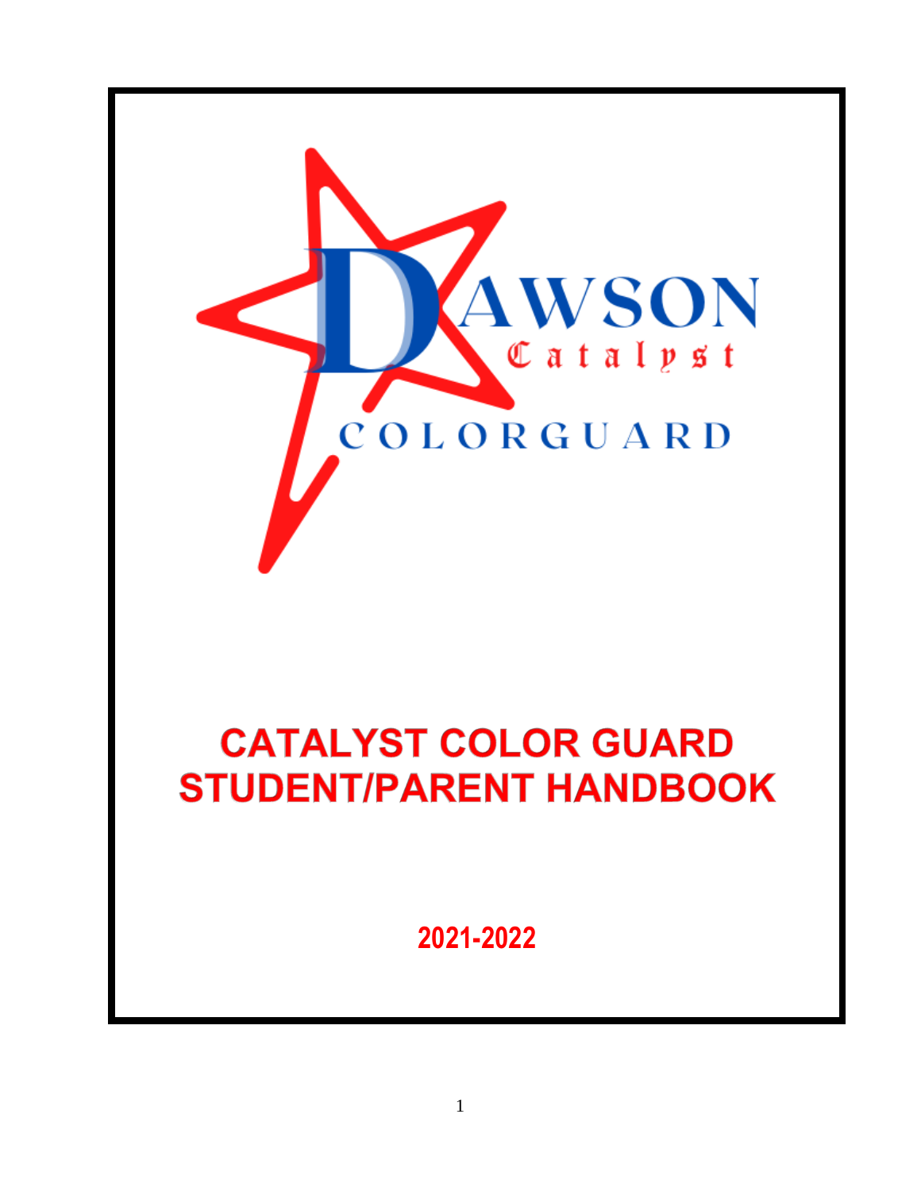DAWSON Catalyst COLORGUARD

# CATALYST COLOR GUARD STUDENT/PARENT HANDBOOK

**2021-2022**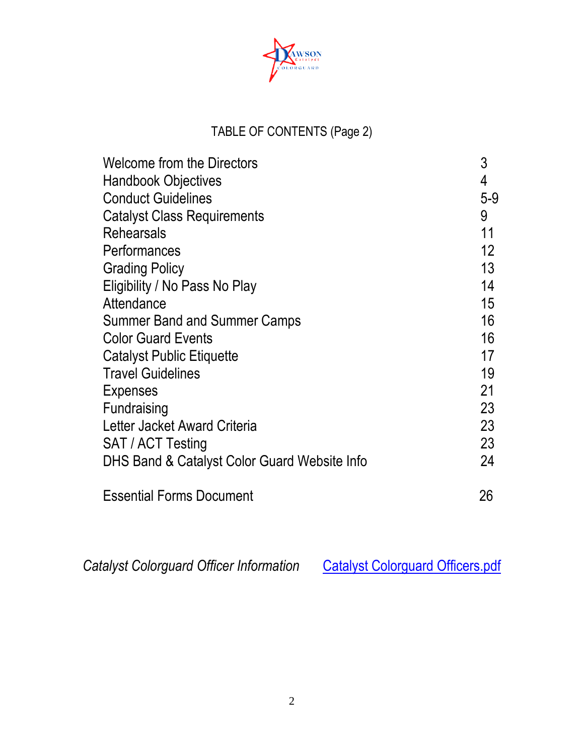# TABLE OF CONTENTS (Page 2)

| | |
|---|---|
| Welcome from the Directors | 3 |
| Handbook Objectives | 4 |
| Conduct Guidelines | 5-9 |
| Catalyst Class Requirements | 9 |
| Rehearsals | 11 |
| Performances | 12 |
| Grading Policy | 13 |
| Eligibility / No Pass No Play | 14 |
| Attendance | 15 |
| Summer Band and Summer Camps | 16 |
| Color Guard Events | 16 |
| Catalyst Public Etiquette | 17 |
| Travel Guidelines | 19 |
| Expenses | 21 |
| Fundraising | 23 |
| Letter Jacket Award Criteria | 23 |
| SAT / ACT Testing | 23 |
| DHS Band & Catalyst Color Guard Website Info | 24 |
| Essential Forms Document | 26 |

*Catalyst Colorguard Officer Information* Catalyst Colorguard Officers.pdf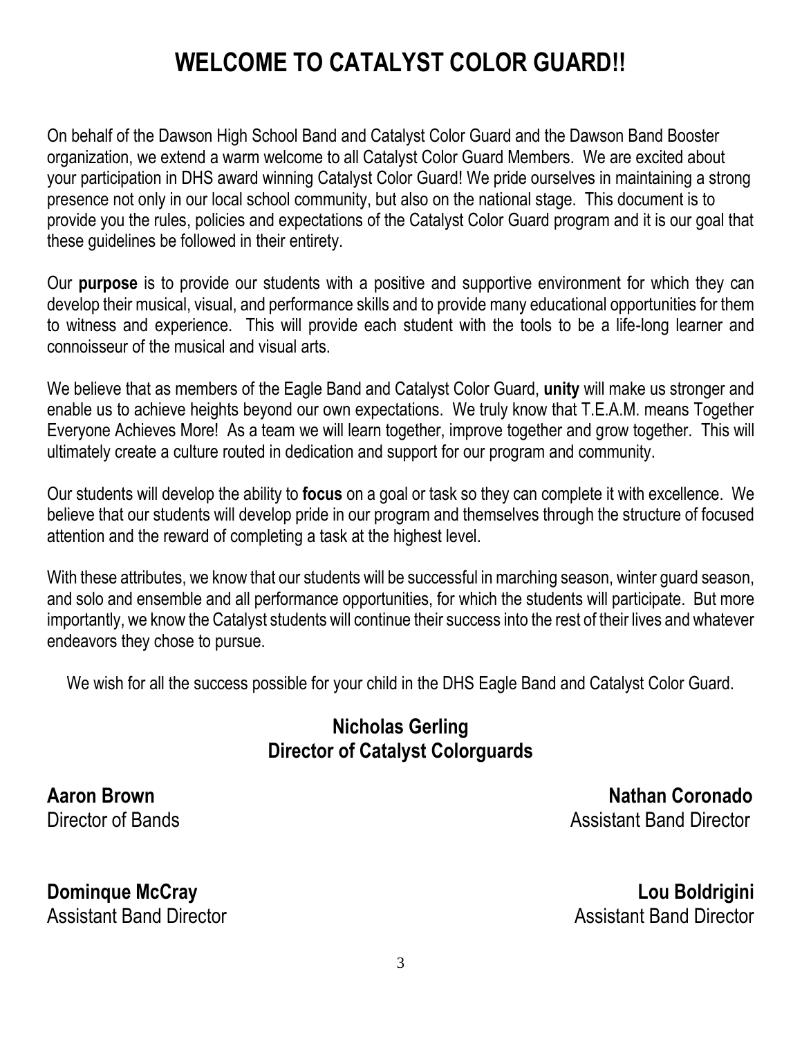# WELCOME TO CATALYST COLOR GUARD!!

On behalf of the Dawson High School Band and Catalyst Color Guard and the Dawson Band Booster organization, we extend a warm welcome to all Catalyst Color Guard Members. We are excited about your participation in DHS award winning Catalyst Color Guard! We pride ourselves in maintaining a strong presence not only in our local school community, but also on the national stage. This document is to provide you the rules, policies and expectations of the Catalyst Color Guard program and it is our goal that these guidelines be followed in their entirety.

Our **purpose** is to provide our students with a positive and supportive environment for which they can develop their musical, visual, and performance skills and to provide many educational opportunities for them to witness and experience. This will provide each student with the tools to be a life-long learner and connoisseur of the musical and visual arts.

We believe that as members of the Eagle Band and Catalyst Color Guard, **unity** will make us stronger and enable us to achieve heights beyond our own expectations. We truly know that T.E.A.M. means Together Everyone Achieves More! As a team we will learn together, improve together and grow together. This will ultimately create a culture routed in dedication and support for our program and community.

Our students will develop the ability to **focus** on a goal or task so they can complete it with excellence. We believe that our students will develop pride in our program and themselves through the structure of focused attention and the reward of completing a task at the highest level.

With these attributes, we know that our students will be successful in marching season, winter guard season, and solo and ensemble and all performance opportunities, for which the students will participate. But more importantly, we know the Catalyst students will continue their success into the rest of their lives and whatever endeavors they chose to pursue.

We wish for all the success possible for your child in the DHS Eagle Band and Catalyst Color Guard.

**Nicholas Gerling**
**Director of Catalyst Colorguards**

**Aaron Brown**
Director of Bands

**Nathan Coronado**
Assistant Band Director

**Dominque McCray**
Assistant Band Director

**Lou Boldrigini**
Assistant Band Director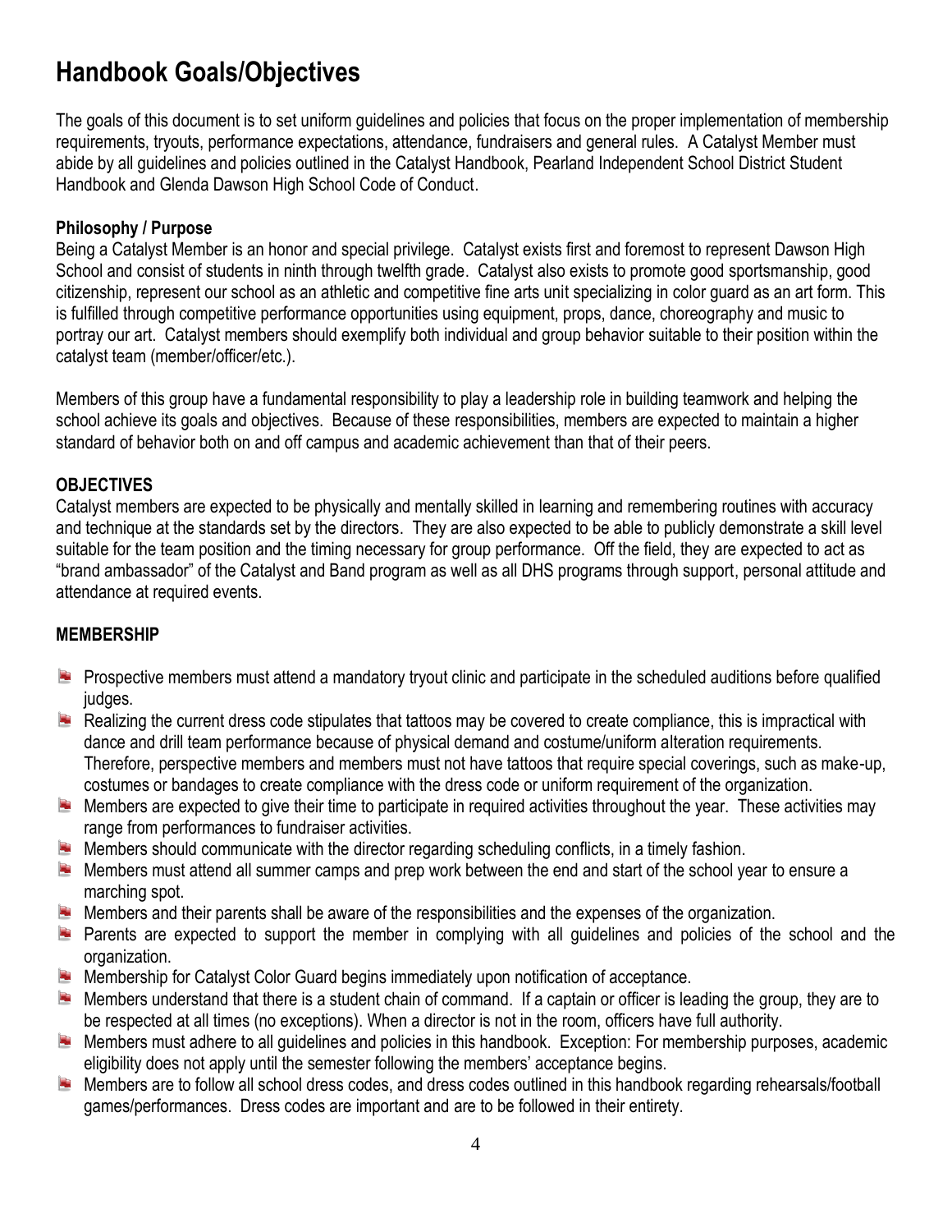# Handbook Goals/Objectives

The goals of this document is to set uniform guidelines and policies that focus on the proper implementation of membership requirements, tryouts, performance expectations, attendance, fundraisers and general rules. A Catalyst Member must abide by all guidelines and policies outlined in the Catalyst Handbook, Pearland Independent School District Student Handbook and Glenda Dawson High School Code of Conduct.

**Philosophy / Purpose**

Being a Catalyst Member is an honor and special privilege. Catalyst exists first and foremost to represent Dawson High School and consist of students in ninth through twelfth grade. Catalyst also exists to promote good sportsmanship, good citizenship, represent our school as an athletic and competitive fine arts unit specializing in color guard as an art form. This is fulfilled through competitive performance opportunities using equipment, props, dance, choreography and music to portray our art. Catalyst members should exemplify both individual and group behavior suitable to their position within the catalyst team (member/officer/etc.).

Members of this group have a fundamental responsibility to play a leadership role in building teamwork and helping the school achieve its goals and objectives. Because of these responsibilities, members are expected to maintain a higher standard of behavior both on and off campus and academic achievement than that of their peers.

**OBJECTIVES**

Catalyst members are expected to be physically and mentally skilled in learning and remembering routines with accuracy and technique at the standards set by the directors. They are also expected to be able to publicly demonstrate a skill level suitable for the team position and the timing necessary for group performance. Off the field, they are expected to act as "brand ambassador" of the Catalyst and Band program as well as all DHS programs through support, personal attitude and attendance at required events.

**MEMBERSHIP**

- Prospective members must attend a mandatory tryout clinic and participate in the scheduled auditions before qualified judges.
- Realizing the current dress code stipulates that tattoos may be covered to create compliance, this is impractical with dance and drill team performance because of physical demand and costume/uniform alteration requirements. Therefore, perspective members and members must not have tattoos that require special coverings, such as make-up, costumes or bandages to create compliance with the dress code or uniform requirement of the organization.
- Members are expected to give their time to participate in required activities throughout the year. These activities may range from performances to fundraiser activities.
- Members should communicate with the director regarding scheduling conflicts, in a timely fashion.
- Members must attend all summer camps and prep work between the end and start of the school year to ensure a marching spot.
- Members and their parents shall be aware of the responsibilities and the expenses of the organization.
- Parents are expected to support the member in complying with all guidelines and policies of the school and the organization.
- Membership for Catalyst Color Guard begins immediately upon notification of acceptance.
- Members understand that there is a student chain of command. If a captain or officer is leading the group, they are to be respected at all times (no exceptions). When a director is not in the room, officers have full authority.
- Members must adhere to all guidelines and policies in this handbook. Exception: For membership purposes, academic eligibility does not apply until the semester following the members' acceptance begins.
- Members are to follow all school dress codes, and dress codes outlined in this handbook regarding rehearsals/football games/performances. Dress codes are important and are to be followed in their entirety.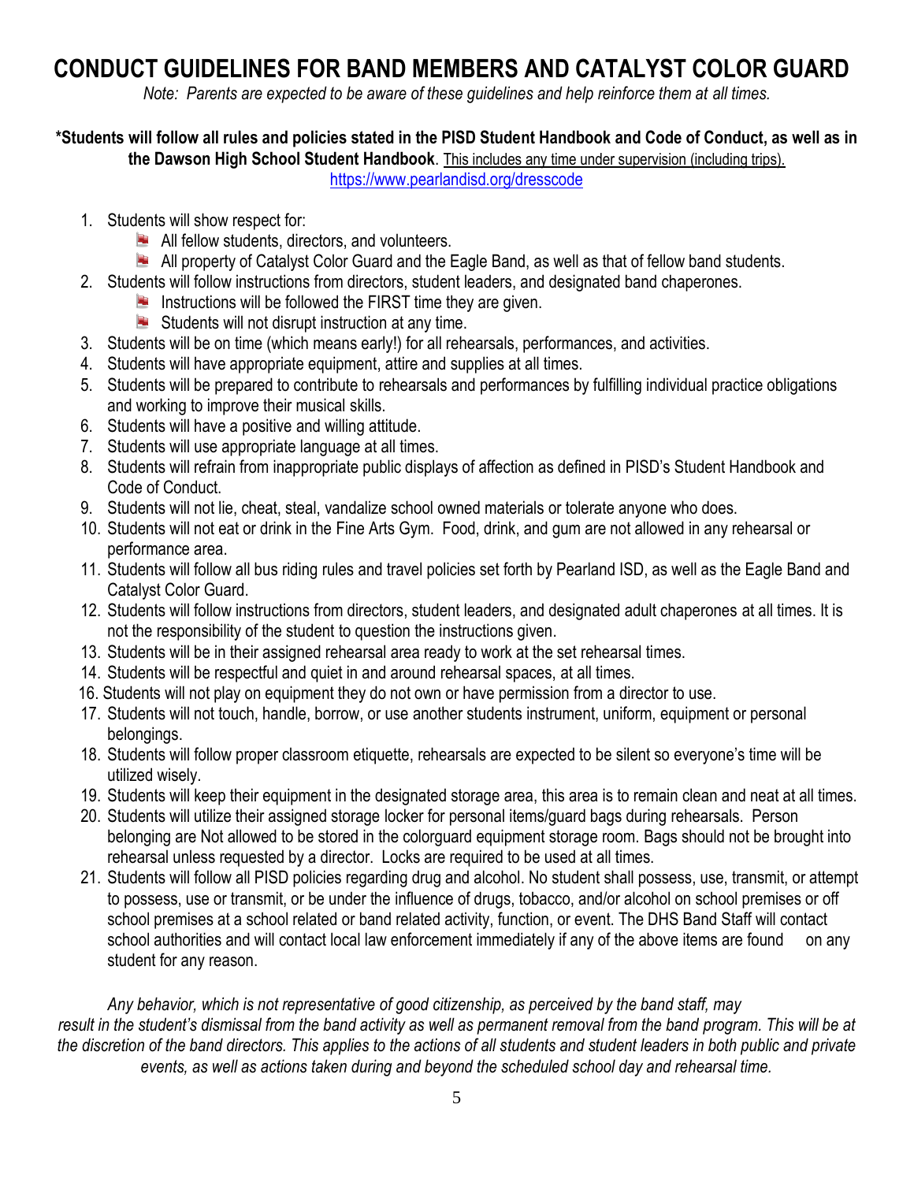# CONDUCT GUIDELINES FOR BAND MEMBERS AND CATALYST COLOR GUARD

*Note: Parents are expected to be aware of these guidelines and help reinforce them at all times.*

**\*Students will follow all rules and policies stated in the PISD Student Handbook and Code of Conduct, as well as in the Dawson High School Student Handbook**. This includes any time under supervision (including trips).
https://www.pearlandisd.org/dresscode

1. Students will show respect for:
   - All fellow students, directors, and volunteers.
   - All property of Catalyst Color Guard and the Eagle Band, as well as that of fellow band students.
2. Students will follow instructions from directors, student leaders, and designated band chaperones.
   - Instructions will be followed the FIRST time they are given.
   - Students will not disrupt instruction at any time.
3. Students will be on time (which means early!) for all rehearsals, performances, and activities.
4. Students will have appropriate equipment, attire and supplies at all times.
5. Students will be prepared to contribute to rehearsals and performances by fulfilling individual practice obligations and working to improve their musical skills.
6. Students will have a positive and willing attitude.
7. Students will use appropriate language at all times.
8. Students will refrain from inappropriate public displays of affection as defined in PISD's Student Handbook and Code of Conduct.
9. Students will not lie, cheat, steal, vandalize school owned materials or tolerate anyone who does.
10. Students will not eat or drink in the Fine Arts Gym. Food, drink, and gum are not allowed in any rehearsal or performance area.
11. Students will follow all bus riding rules and travel policies set forth by Pearland ISD, as well as the Eagle Band and Catalyst Color Guard.
12. Students will follow instructions from directors, student leaders, and designated adult chaperones at all times. It is not the responsibility of the student to question the instructions given.
13. Students will be in their assigned rehearsal area ready to work at the set rehearsal times.
14. Students will be respectful and quiet in and around rehearsal spaces, at all times.
16. Students will not play on equipment they do not own or have permission from a director to use.
17. Students will not touch, handle, borrow, or use another students instrument, uniform, equipment or personal belongings.
18. Students will follow proper classroom etiquette, rehearsals are expected to be silent so everyone's time will be utilized wisely.
19. Students will keep their equipment in the designated storage area, this area is to remain clean and neat at all times.
20. Students will utilize their assigned storage locker for personal items/guard bags during rehearsals. Person belonging are Not allowed to be stored in the colorguard equipment storage room. Bags should not be brought into rehearsal unless requested by a director. Locks are required to be used at all times.
21. Students will follow all PISD policies regarding drug and alcohol. No student shall possess, use, transmit, or attempt to possess, use or transmit, or be under the influence of drugs, tobacco, and/or alcohol on school premises or off school premises at a school related or band related activity, function, or event. The DHS Band Staff will contact school authorities and will contact local law enforcement immediately if any of the above items are found on any student for any reason.

*Any behavior, which is not representative of good citizenship, as perceived by the band staff, may result in the student's dismissal from the band activity as well as permanent removal from the band program. This will be at the discretion of the band directors. This applies to the actions of all students and student leaders in both public and private events, as well as actions taken during and beyond the scheduled school day and rehearsal time.*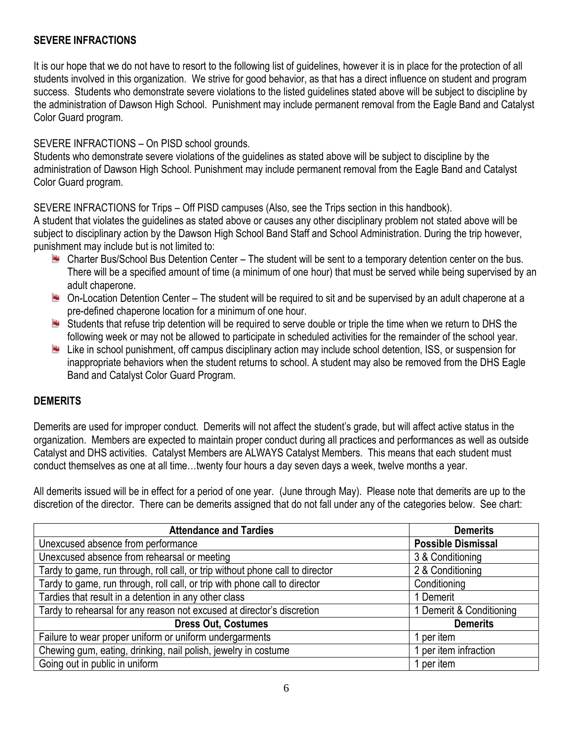**SEVERE INFRACTIONS**

It is our hope that we do not have to resort to the following list of guidelines, however it is in place for the protection of all students involved in this organization. We strive for good behavior, as that has a direct influence on student and program success. Students who demonstrate severe violations to the listed guidelines stated above will be subject to discipline by the administration of Dawson High School. Punishment may include permanent removal from the Eagle Band and Catalyst Color Guard program.

SEVERE INFRACTIONS – On PISD school grounds.
Students who demonstrate severe violations of the guidelines as stated above will be subject to discipline by the administration of Dawson High School. Punishment may include permanent removal from the Eagle Band and Catalyst Color Guard program.

SEVERE INFRACTIONS for Trips – Off PISD campuses (Also, see the Trips section in this handbook).
A student that violates the guidelines as stated above or causes any other disciplinary problem not stated above will be subject to disciplinary action by the Dawson High School Band Staff and School Administration. During the trip however, punishment may include but is not limited to:

- Charter Bus/School Bus Detention Center – The student will be sent to a temporary detention center on the bus. There will be a specified amount of time (a minimum of one hour) that must be served while being supervised by an adult chaperone.
- On-Location Detention Center – The student will be required to sit and be supervised by an adult chaperone at a pre-defined chaperone location for a minimum of one hour.
- Students that refuse trip detention will be required to serve double or triple the time when we return to DHS the following week or may not be allowed to participate in scheduled activities for the remainder of the school year.
- Like in school punishment, off campus disciplinary action may include school detention, ISS, or suspension for inappropriate behaviors when the student returns to school. A student may also be removed from the DHS Eagle Band and Catalyst Color Guard Program.

**DEMERITS**

Demerits are used for improper conduct. Demerits will not affect the student's grade, but will affect active status in the organization. Members are expected to maintain proper conduct during all practices and performances as well as outside Catalyst and DHS activities. Catalyst Members are ALWAYS Catalyst Members. This means that each student must conduct themselves as one at all time…twenty four hours a day seven days a week, twelve months a year.

All demerits issued will be in effect for a period of one year. (June through May). Please note that demerits are up to the discretion of the director. There can be demerits assigned that do not fall under any of the categories below. See chart:

| **Attendance and Tardies** | **Demerits** |
|---|---|
| Unexcused absence from performance | **Possible Dismissal** |
| Unexcused absence from rehearsal or meeting | 3 & Conditioning |
| Tardy to game, run through, roll call, or trip without phone call to director | 2 & Conditioning |
| Tardy to game, run through, roll call, or trip with phone call to director | Conditioning |
| Tardies that result in a detention in any other class | 1 Demerit |
| Tardy to rehearsal for any reason not excused at director's discretion | 1 Demerit & Conditioning |
| **Dress Out, Costumes** | **Demerits** |
| Failure to wear proper uniform or uniform undergarments | 1 per item |
| Chewing gum, eating, drinking, nail polish, jewelry in costume | 1 per item infraction |
| Going out in public in uniform | 1 per item |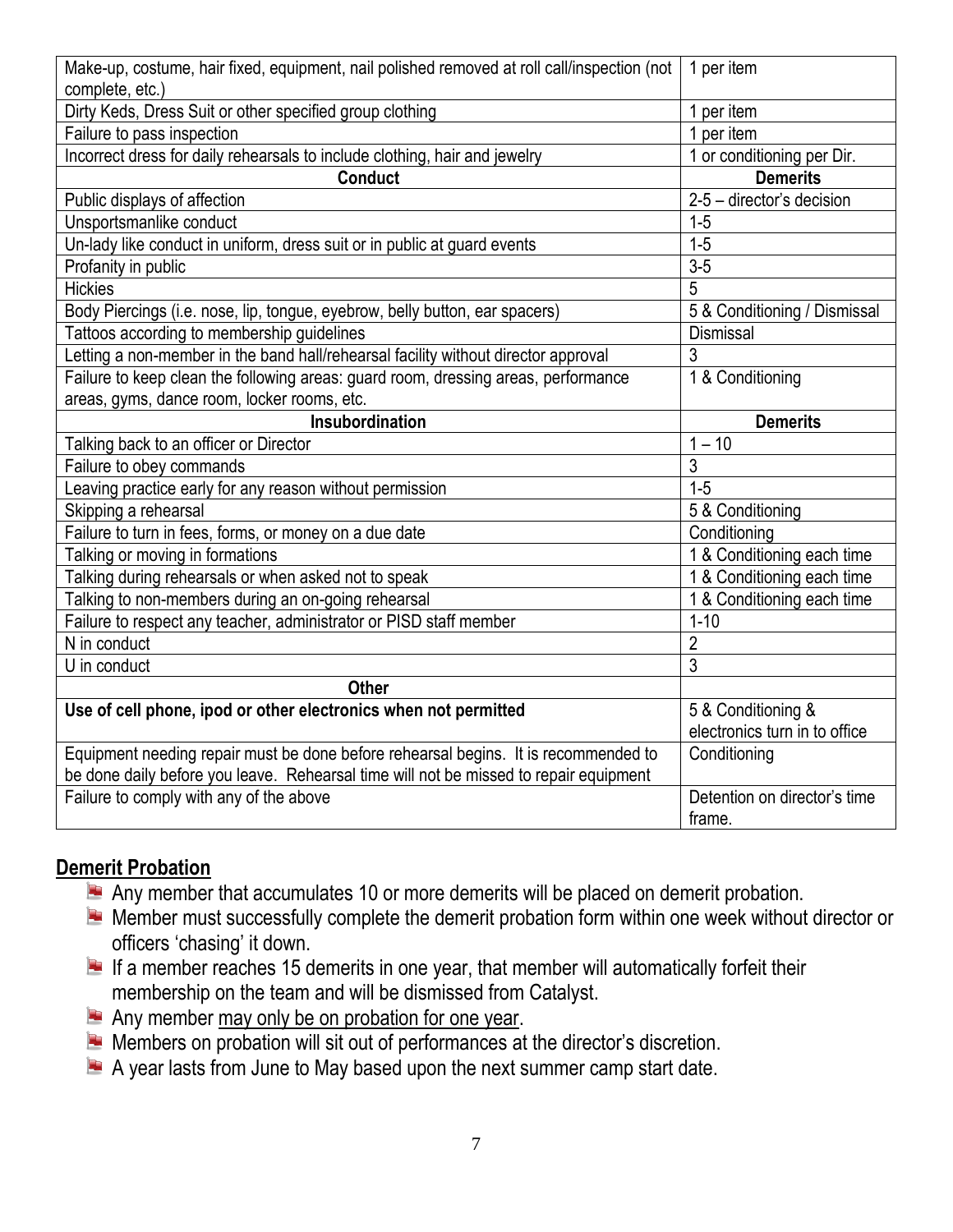| Make-up, costume, hair fixed, equipment, nail polished removed at roll call/inspection (not complete, etc.) | 1 per item |
|---|---|
| Dirty Keds, Dress Suit or other specified group clothing | 1 per item |
| Failure to pass inspection | 1 per item |
| Incorrect dress for daily rehearsals to include clothing, hair and jewelry | 1 or conditioning per Dir. |
| **Conduct** | **Demerits** |
| Public displays of affection | 2-5 – director's decision |
| Unsportsmanlike conduct | 1-5 |
| Un-lady like conduct in uniform, dress suit or in public at guard events | 1-5 |
| Profanity in public | 3-5 |
| Hickies | 5 |
| Body Piercings (i.e. nose, lip, tongue, eyebrow, belly button, ear spacers) | 5 & Conditioning / Dismissal |
| Tattoos according to membership guidelines | Dismissal |
| Letting a non-member in the band hall/rehearsal facility without director approval | 3 |
| Failure to keep clean the following areas: guard room, dressing areas, performance areas, gyms, dance room, locker rooms, etc. | 1 & Conditioning |
| **Insubordination** | **Demerits** |
| Talking back to an officer or Director | 1 – 10 |
| Failure to obey commands | 3 |
| Leaving practice early for any reason without permission | 1-5 |
| Skipping a rehearsal | 5 & Conditioning |
| Failure to turn in fees, forms, or money on a due date | Conditioning |
| Talking or moving in formations | 1 & Conditioning each time |
| Talking during rehearsals or when asked not to speak | 1 & Conditioning each time |
| Talking to non-members during an on-going rehearsal | 1 & Conditioning each time |
| Failure to respect any teacher, administrator or PISD staff member | 1-10 |
| N in conduct | 2 |
| U in conduct | 3 |
| **Other** | |
| **Use of cell phone, ipod or other electronics when not permitted** | 5 & Conditioning & electronics turn in to office |
| Equipment needing repair must be done before rehearsal begins. It is recommended to be done daily before you leave. Rehearsal time will not be missed to repair equipment | Conditioning |
| Failure to comply with any of the above | Detention on director's time frame. |

## Demerit Probation

- Any member that accumulates 10 or more demerits will be placed on demerit probation.
- Member must successfully complete the demerit probation form within one week without director or officers 'chasing' it down.
- If a member reaches 15 demerits in one year, that member will automatically forfeit their membership on the team and will be dismissed from Catalyst.
- Any member may only be on probation for one year.
- Members on probation will sit out of performances at the director's discretion.
- A year lasts from June to May based upon the next summer camp start date.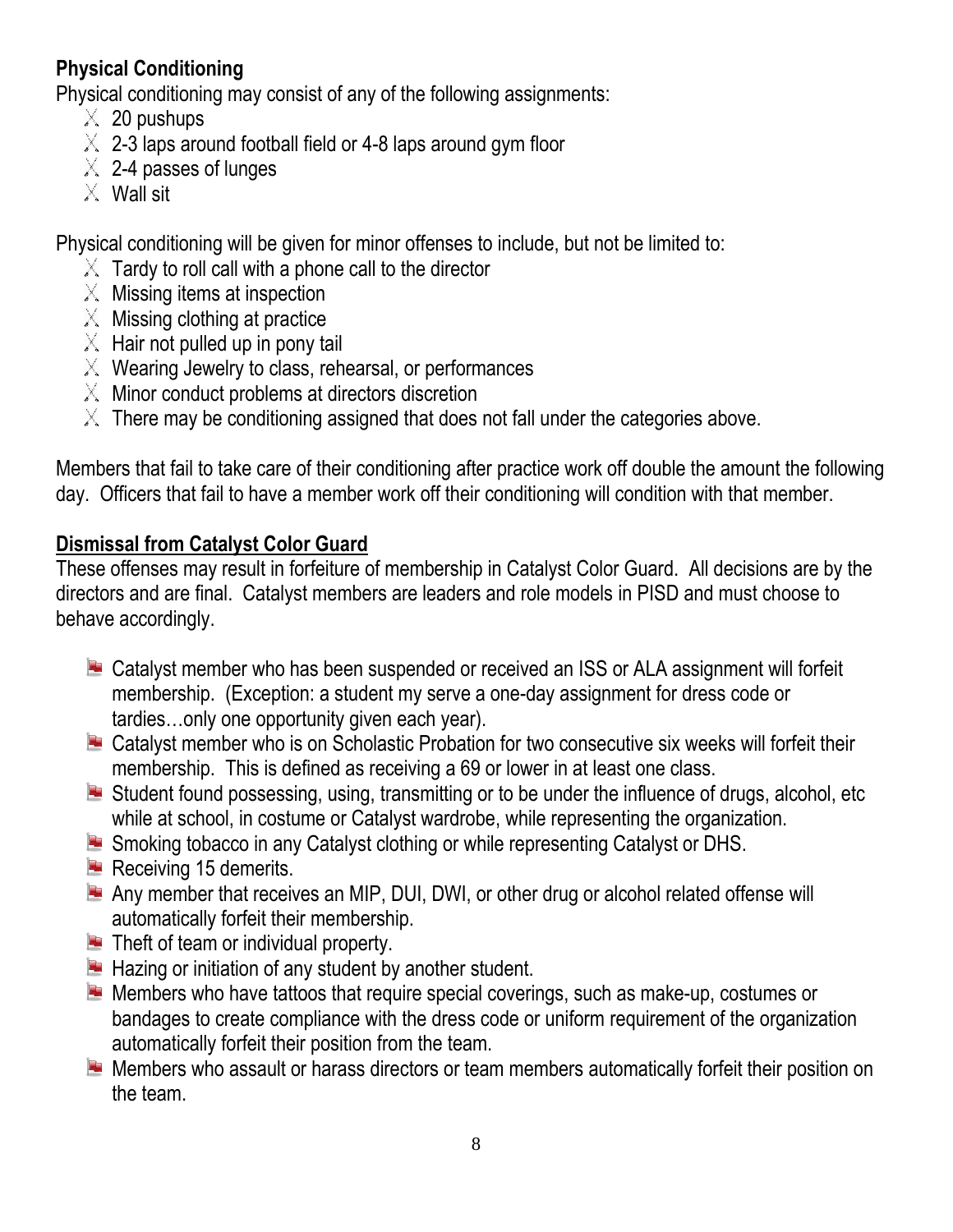**Physical Conditioning**

Physical conditioning may consist of any of the following assignments:

- 20 pushups
- 2-3 laps around football field or 4-8 laps around gym floor
- 2-4 passes of lunges
- Wall sit

Physical conditioning will be given for minor offenses to include, but not be limited to:

- Tardy to roll call with a phone call to the director
- Missing items at inspection
- Missing clothing at practice
- Hair not pulled up in pony tail
- Wearing Jewelry to class, rehearsal, or performances
- Minor conduct problems at directors discretion
- There may be conditioning assigned that does not fall under the categories above.

Members that fail to take care of their conditioning after practice work off double the amount the following day. Officers that fail to have a member work off their conditioning will condition with that member.

**Dismissal from Catalyst Color Guard**

These offenses may result in forfeiture of membership in Catalyst Color Guard. All decisions are by the directors and are final. Catalyst members are leaders and role models in PISD and must choose to behave accordingly.

- Catalyst member who has been suspended or received an ISS or ALA assignment will forfeit membership. (Exception: a student my serve a one-day assignment for dress code or tardies…only one opportunity given each year).
- Catalyst member who is on Scholastic Probation for two consecutive six weeks will forfeit their membership. This is defined as receiving a 69 or lower in at least one class.
- Student found possessing, using, transmitting or to be under the influence of drugs, alcohol, etc while at school, in costume or Catalyst wardrobe, while representing the organization.
- Smoking tobacco in any Catalyst clothing or while representing Catalyst or DHS.
- Receiving 15 demerits.
- Any member that receives an MIP, DUI, DWI, or other drug or alcohol related offense will automatically forfeit their membership.
- Theft of team or individual property.
- Hazing or initiation of any student by another student.
- Members who have tattoos that require special coverings, such as make-up, costumes or bandages to create compliance with the dress code or uniform requirement of the organization automatically forfeit their position from the team.
- Members who assault or harass directors or team members automatically forfeit their position on the team.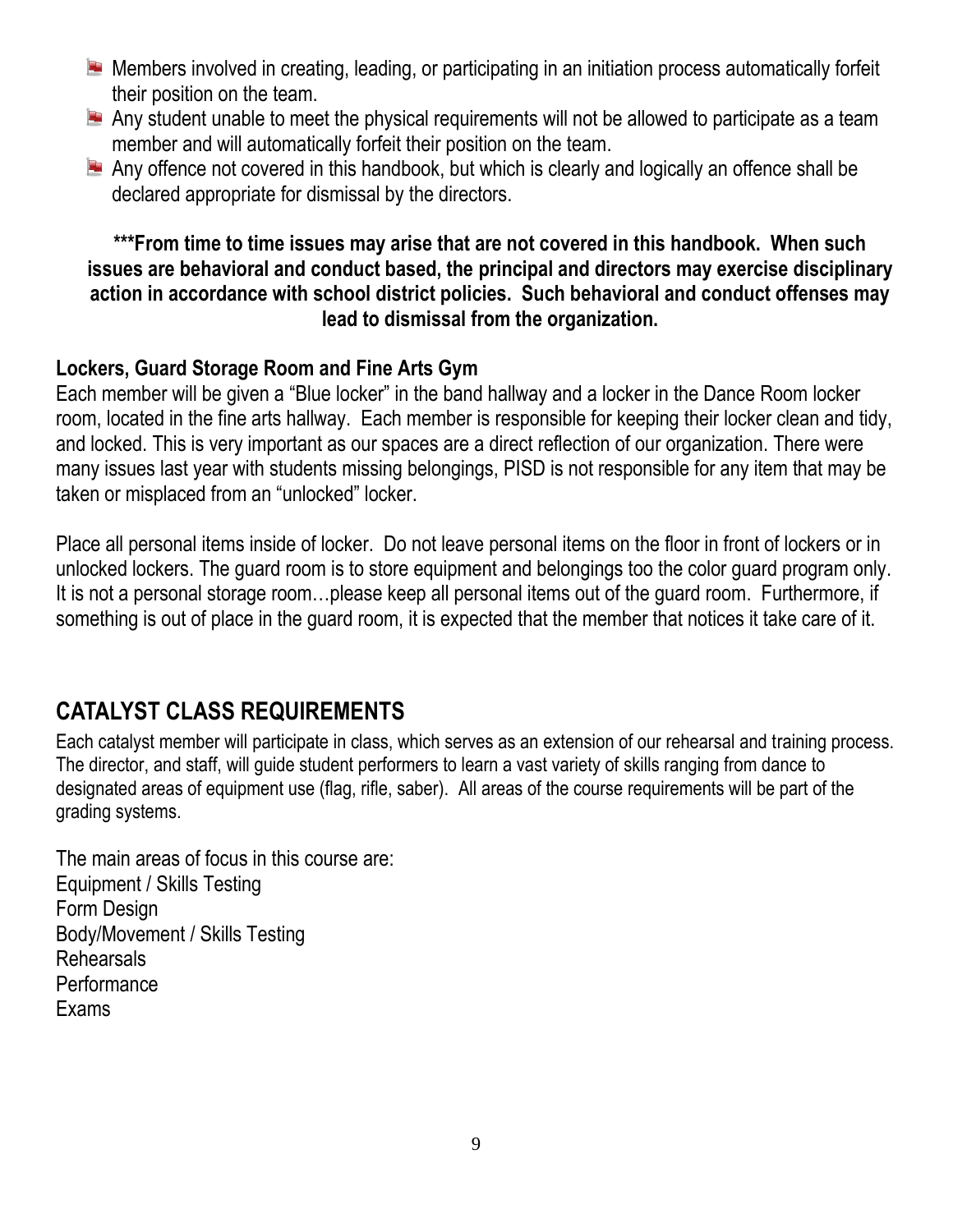- Members involved in creating, leading, or participating in an initiation process automatically forfeit their position on the team.
- Any student unable to meet the physical requirements will not be allowed to participate as a team member and will automatically forfeit their position on the team.
- Any offence not covered in this handbook, but which is clearly and logically an offence shall be declared appropriate for dismissal by the directors.

**\*\*\*From time to time issues may arise that are not covered in this handbook. When such issues are behavioral and conduct based, the principal and directors may exercise disciplinary action in accordance with school district policies. Such behavioral and conduct offenses may lead to dismissal from the organization.**

**Lockers, Guard Storage Room and Fine Arts Gym**

Each member will be given a "Blue locker" in the band hallway and a locker in the Dance Room locker room, located in the fine arts hallway. Each member is responsible for keeping their locker clean and tidy, and locked. This is very important as our spaces are a direct reflection of our organization. There were many issues last year with students missing belongings, PISD is not responsible for any item that may be taken or misplaced from an "unlocked" locker.

Place all personal items inside of locker. Do not leave personal items on the floor in front of lockers or in unlocked lockers. The guard room is to store equipment and belongings too the color guard program only. It is not a personal storage room…please keep all personal items out of the guard room. Furthermore, if something is out of place in the guard room, it is expected that the member that notices it take care of it.

## CATALYST CLASS REQUIREMENTS

Each catalyst member will participate in class, which serves as an extension of our rehearsal and training process. The director, and staff, will guide student performers to learn a vast variety of skills ranging from dance to designated areas of equipment use (flag, rifle, saber). All areas of the course requirements will be part of the grading systems.

The main areas of focus in this course are:
Equipment / Skills Testing
Form Design
Body/Movement / Skills Testing
Rehearsals
Performance
Exams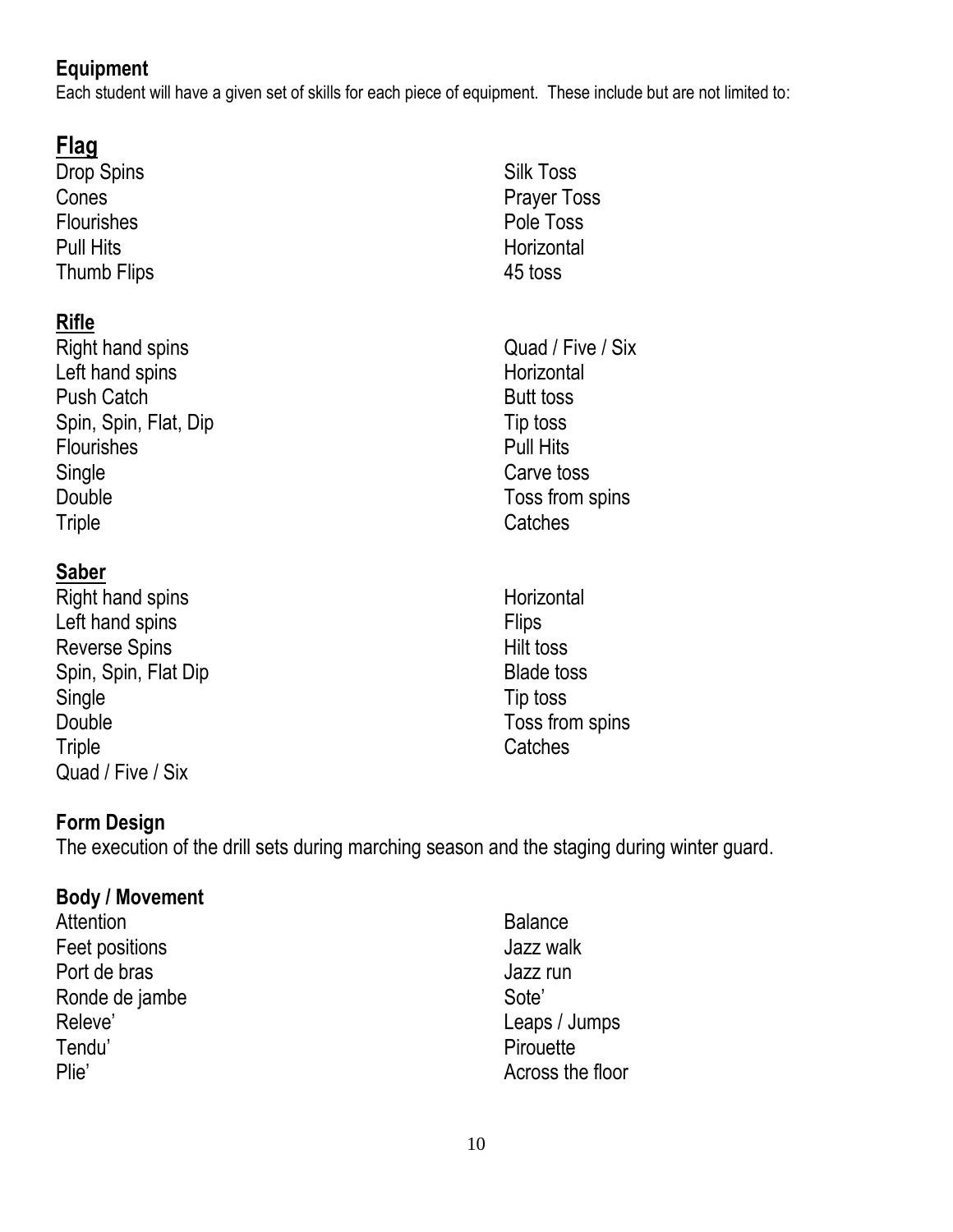## Equipment

Each student will have a given set of skills for each piece of equipment. These include but are not limited to:

### Flag

- Drop Spins
- Cones
- Flourishes
- Pull Hits
- Thumb Flips
- Silk Toss
- Prayer Toss
- Pole Toss
- Horizontal
- 45 toss

### Rifle

- Right hand spins
- Left hand spins
- Push Catch
- Spin, Spin, Flat, Dip
- Flourishes
- Single
- Double
- Triple
- Quad / Five / Six
- Horizontal
- Butt toss
- Tip toss
- Pull Hits
- Carve toss
- Toss from spins
- Catches

### Saber

- Right hand spins
- Left hand spins
- Reverse Spins
- Spin, Spin, Flat Dip
- Single
- Double
- Triple
- Quad / Five / Six
- Horizontal
- Flips
- Hilt toss
- Blade toss
- Tip toss
- Toss from spins
- Catches

## Form Design

The execution of the drill sets during marching season and the staging during winter guard.

## Body / Movement

- Attention
- Feet positions
- Port de bras
- Ronde de jambe
- Releve'
- Tendu'
- Plie'
- Balance
- Jazz walk
- Jazz run
- Sote'
- Leaps / Jumps
- Pirouette
- Across the floor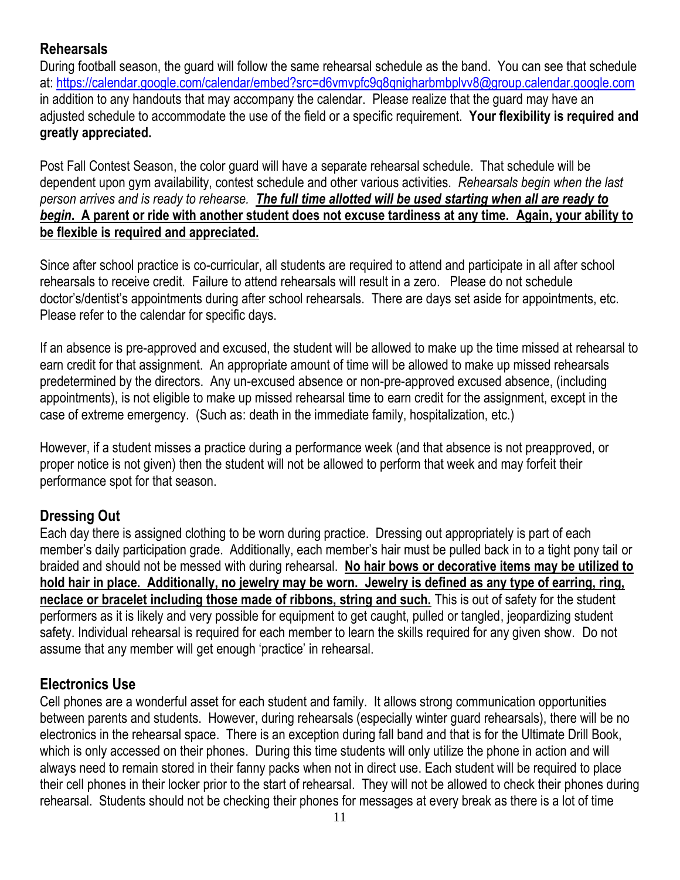## Rehearsals

During football season, the guard will follow the same rehearsal schedule as the band. You can see that schedule at: https://calendar.google.com/calendar/embed?src=d6vmvpfc9q8qnigharbmbplvv8@group.calendar.google.com in addition to any handouts that may accompany the calendar. Please realize that the guard may have an adjusted schedule to accommodate the use of the field or a specific requirement. **Your flexibility is required and greatly appreciated.**

Post Fall Contest Season, the color guard will have a separate rehearsal schedule. That schedule will be dependent upon gym availability, contest schedule and other various activities. *Rehearsals begin when the last person arrives and is ready to rehearse.* ***The full time allotted will be used starting when all are ready to begin*. A parent or ride with another student does not excuse tardiness at any time. Again, your ability to be flexible is required and appreciated.**

Since after school practice is co-curricular, all students are required to attend and participate in all after school rehearsals to receive credit. Failure to attend rehearsals will result in a zero. Please do not schedule doctor's/dentist's appointments during after school rehearsals. There are days set aside for appointments, etc. Please refer to the calendar for specific days.

If an absence is pre-approved and excused, the student will be allowed to make up the time missed at rehearsal to earn credit for that assignment. An appropriate amount of time will be allowed to make up missed rehearsals predetermined by the directors. Any un-excused absence or non-pre-approved excused absence, (including appointments), is not eligible to make up missed rehearsal time to earn credit for the assignment, except in the case of extreme emergency. (Such as: death in the immediate family, hospitalization, etc.)

However, if a student misses a practice during a performance week (and that absence is not preapproved, or proper notice is not given) then the student will not be allowed to perform that week and may forfeit their performance spot for that season.

## Dressing Out

Each day there is assigned clothing to be worn during practice. Dressing out appropriately is part of each member's daily participation grade. Additionally, each member's hair must be pulled back in to a tight pony tail or braided and should not be messed with during rehearsal. **No hair bows or decorative items may be utilized to hold hair in place. Additionally, no jewelry may be worn. Jewelry is defined as any type of earring, ring, neclace or bracelet including those made of ribbons, string and such.** This is out of safety for the student performers as it is likely and very possible for equipment to get caught, pulled or tangled, jeopardizing student safety. Individual rehearsal is required for each member to learn the skills required for any given show. Do not assume that any member will get enough 'practice' in rehearsal.

## Electronics Use

Cell phones are a wonderful asset for each student and family. It allows strong communication opportunities between parents and students. However, during rehearsals (especially winter guard rehearsals), there will be no electronics in the rehearsal space. There is an exception during fall band and that is for the Ultimate Drill Book, which is only accessed on their phones. During this time students will only utilize the phone in action and will always need to remain stored in their fanny packs when not in direct use. Each student will be required to place their cell phones in their locker prior to the start of rehearsal. They will not be allowed to check their phones during rehearsal. Students should not be checking their phones for messages at every break as there is a lot of time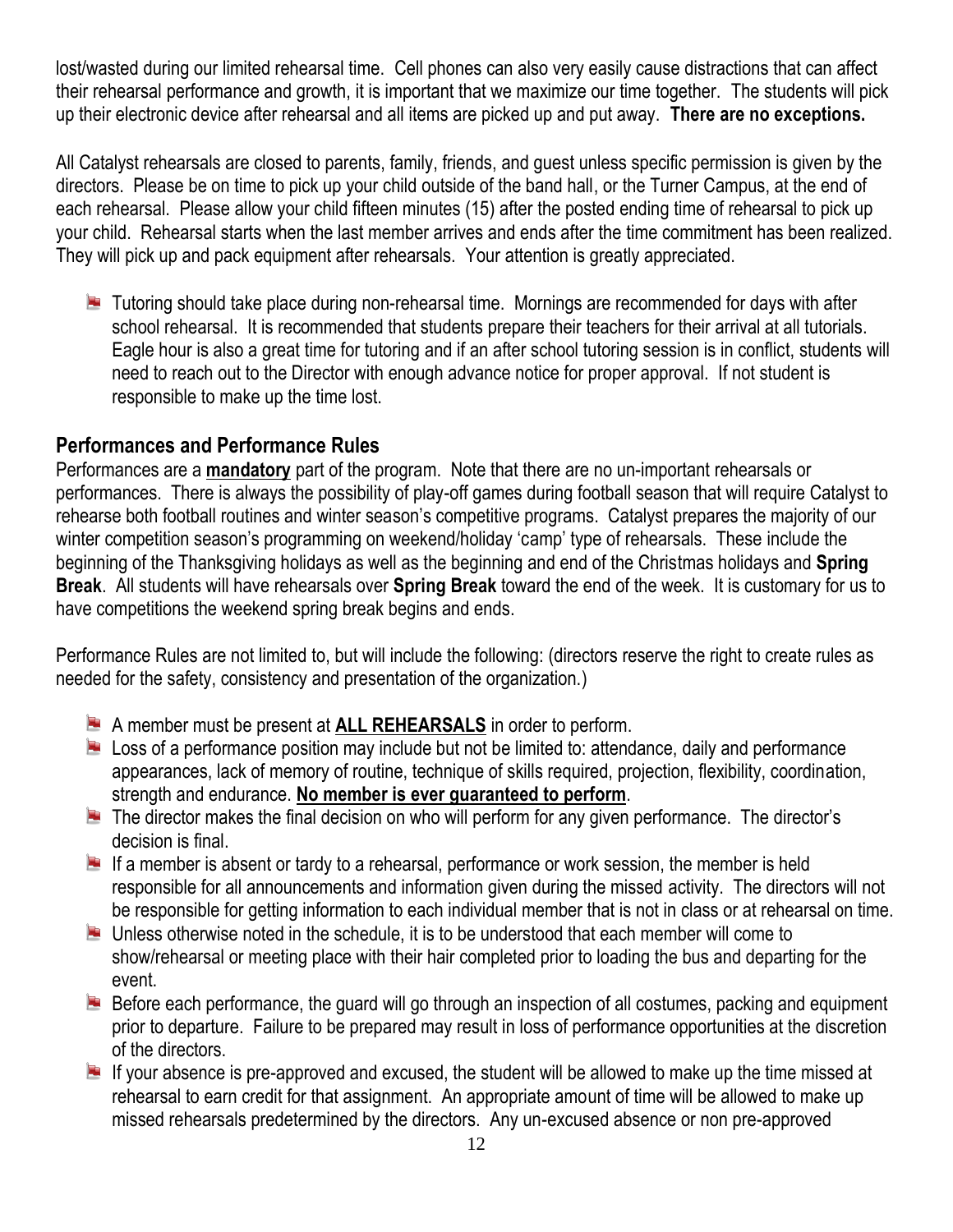lost/wasted during our limited rehearsal time. Cell phones can also very easily cause distractions that can affect their rehearsal performance and growth, it is important that we maximize our time together. The students will pick up their electronic device after rehearsal and all items are picked up and put away. **There are no exceptions.**

All Catalyst rehearsals are closed to parents, family, friends, and guest unless specific permission is given by the directors. Please be on time to pick up your child outside of the band hall, or the Turner Campus, at the end of each rehearsal. Please allow your child fifteen minutes (15) after the posted ending time of rehearsal to pick up your child. Rehearsal starts when the last member arrives and ends after the time commitment has been realized. They will pick up and pack equipment after rehearsals. Your attention is greatly appreciated.

- Tutoring should take place during non-rehearsal time. Mornings are recommended for days with after school rehearsal. It is recommended that students prepare their teachers for their arrival at all tutorials. Eagle hour is also a great time for tutoring and if an after school tutoring session is in conflict, students will need to reach out to the Director with enough advance notice for proper approval. If not student is responsible to make up the time lost.

## Performances and Performance Rules

Performances are a **mandatory** part of the program. Note that there are no un-important rehearsals or performances. There is always the possibility of play-off games during football season that will require Catalyst to rehearse both football routines and winter season's competitive programs. Catalyst prepares the majority of our winter competition season's programming on weekend/holiday 'camp' type of rehearsals. These include the beginning of the Thanksgiving holidays as well as the beginning and end of the Christmas holidays and **Spring Break**. All students will have rehearsals over **Spring Break** toward the end of the week. It is customary for us to have competitions the weekend spring break begins and ends.

Performance Rules are not limited to, but will include the following: (directors reserve the right to create rules as needed for the safety, consistency and presentation of the organization.)

- A member must be present at **ALL REHEARSALS** in order to perform.
- Loss of a performance position may include but not be limited to: attendance, daily and performance appearances, lack of memory of routine, technique of skills required, projection, flexibility, coordination, strength and endurance. **No member is ever guaranteed to perform**.
- The director makes the final decision on who will perform for any given performance. The director's decision is final.
- If a member is absent or tardy to a rehearsal, performance or work session, the member is held responsible for all announcements and information given during the missed activity. The directors will not be responsible for getting information to each individual member that is not in class or at rehearsal on time.
- Unless otherwise noted in the schedule, it is to be understood that each member will come to show/rehearsal or meeting place with their hair completed prior to loading the bus and departing for the event.
- Before each performance, the guard will go through an inspection of all costumes, packing and equipment prior to departure. Failure to be prepared may result in loss of performance opportunities at the discretion of the directors.
- If your absence is pre-approved and excused, the student will be allowed to make up the time missed at rehearsal to earn credit for that assignment. An appropriate amount of time will be allowed to make up missed rehearsals predetermined by the directors. Any un-excused absence or non pre-approved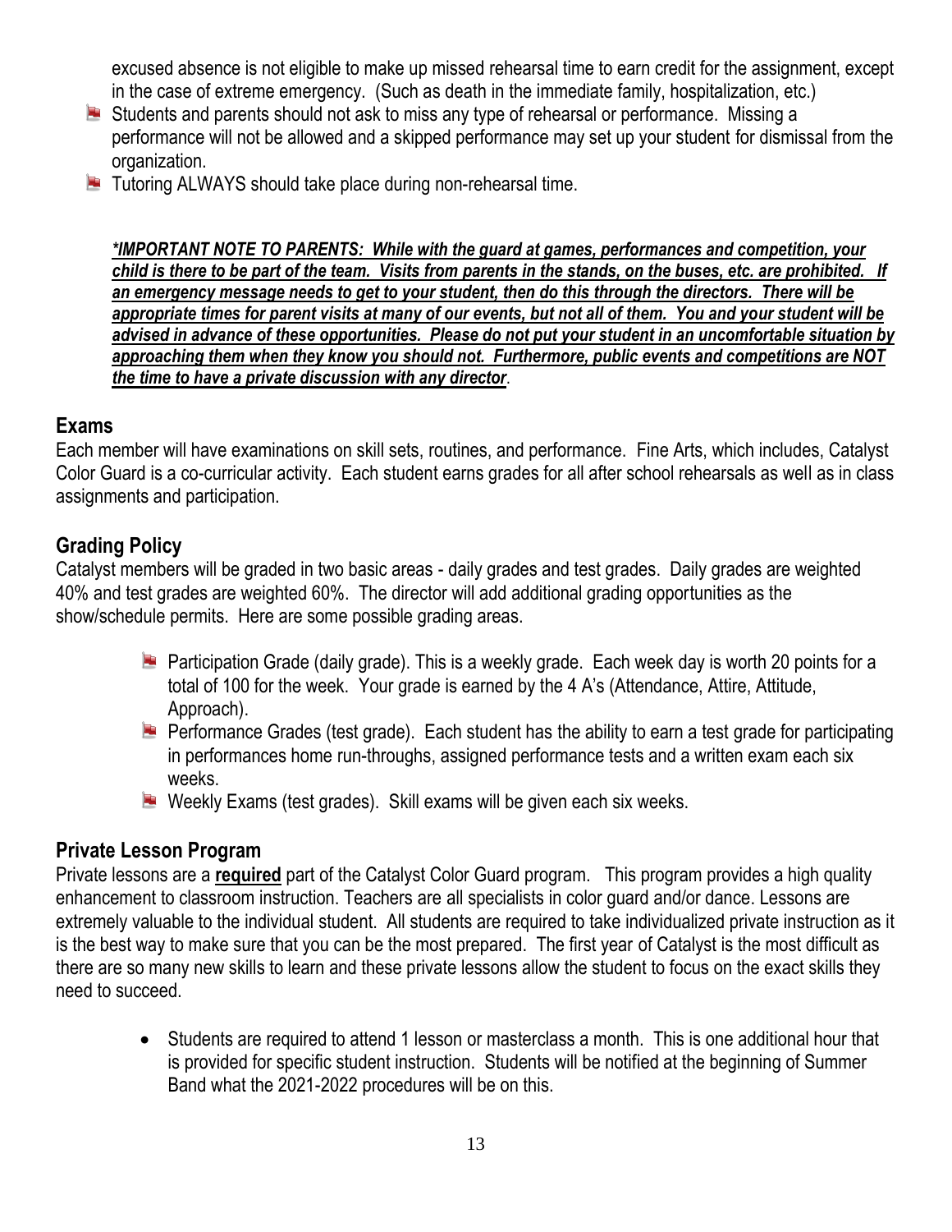excused absence is not eligible to make up missed rehearsal time to earn credit for the assignment, except in the case of extreme emergency. (Such as death in the immediate family, hospitalization, etc.)

- Students and parents should not ask to miss any type of rehearsal or performance. Missing a performance will not be allowed and a skipped performance may set up your student for dismissal from the organization.
- Tutoring ALWAYS should take place during non-rehearsal time.

***\*IMPORTANT NOTE TO PARENTS: While with the guard at games, performances and competition, your child is there to be part of the team. Visits from parents in the stands, on the buses, etc. are prohibited. If an emergency message needs to get to your student, then do this through the directors. There will be appropriate times for parent visits at many of our events, but not all of them. You and your student will be advised in advance of these opportunities. Please do not put your student in an uncomfortable situation by approaching them when they know you should not. Furthermore, public events and competitions are NOT the time to have a private discussion with any director***.

## Exams

Each member will have examinations on skill sets, routines, and performance. Fine Arts, which includes, Catalyst Color Guard is a co-curricular activity. Each student earns grades for all after school rehearsals as well as in class assignments and participation.

## Grading Policy

Catalyst members will be graded in two basic areas - daily grades and test grades. Daily grades are weighted 40% and test grades are weighted 60%. The director will add additional grading opportunities as the show/schedule permits. Here are some possible grading areas.

- Participation Grade (daily grade). This is a weekly grade. Each week day is worth 20 points for a total of 100 for the week. Your grade is earned by the 4 A's (Attendance, Attire, Attitude, Approach).
- Performance Grades (test grade). Each student has the ability to earn a test grade for participating in performances home run-throughs, assigned performance tests and a written exam each six weeks.
- Weekly Exams (test grades). Skill exams will be given each six weeks.

## Private Lesson Program

Private lessons are a **required** part of the Catalyst Color Guard program. This program provides a high quality enhancement to classroom instruction. Teachers are all specialists in color guard and/or dance. Lessons are extremely valuable to the individual student. All students are required to take individualized private instruction as it is the best way to make sure that you can be the most prepared. The first year of Catalyst is the most difficult as there are so many new skills to learn and these private lessons allow the student to focus on the exact skills they need to succeed.

- Students are required to attend 1 lesson or masterclass a month. This is one additional hour that is provided for specific student instruction. Students will be notified at the beginning of Summer Band what the 2021-2022 procedures will be on this.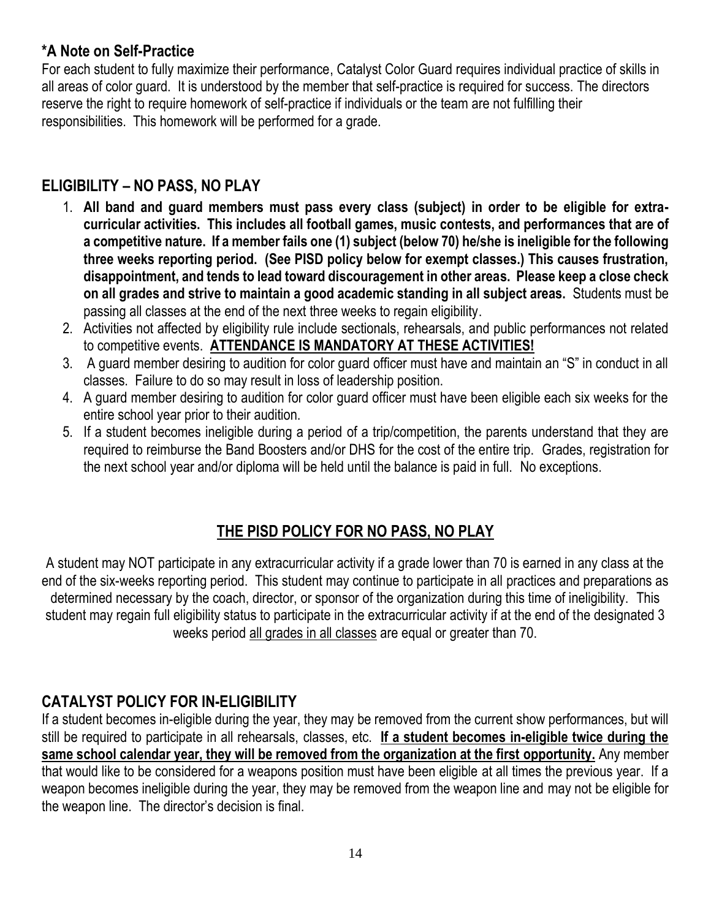### *A Note on Self-Practice

For each student to fully maximize their performance, Catalyst Color Guard requires individual practice of skills in all areas of color guard. It is understood by the member that self-practice is required for success. The directors reserve the right to require homework of self-practice if individuals or the team are not fulfilling their responsibilities. This homework will be performed for a grade.

## ELIGIBILITY – NO PASS, NO PLAY

1. **All band and guard members must pass every class (subject) in order to be eligible for extra-curricular activities. This includes all football games, music contests, and performances that are of a competitive nature. If a member fails one (1) subject (below 70) he/she is ineligible for the following three weeks reporting period. (See PISD policy below for exempt classes.) This causes frustration, disappointment, and tends to lead toward discouragement in other areas. Please keep a close check on all grades and strive to maintain a good academic standing in all subject areas.** Students must be passing all classes at the end of the next three weeks to regain eligibility.
2. Activities not affected by eligibility rule include sectionals, rehearsals, and public performances not related to competitive events. **ATTENDANCE IS MANDATORY AT THESE ACTIVITIES!**
3. A guard member desiring to audition for color guard officer must have and maintain an "S" in conduct in all classes. Failure to do so may result in loss of leadership position.
4. A guard member desiring to audition for color guard officer must have been eligible each six weeks for the entire school year prior to their audition.
5. If a student becomes ineligible during a period of a trip/competition, the parents understand that they are required to reimburse the Band Boosters and/or DHS for the cost of the entire trip. Grades, registration for the next school year and/or diploma will be held until the balance is paid in full. No exceptions.

## THE PISD POLICY FOR NO PASS, NO PLAY

A student may NOT participate in any extracurricular activity if a grade lower than 70 is earned in any class at the end of the six-weeks reporting period. This student may continue to participate in all practices and preparations as determined necessary by the coach, director, or sponsor of the organization during this time of ineligibility. This student may regain full eligibility status to participate in the extracurricular activity if at the end of the designated 3 weeks period all grades in all classes are equal or greater than 70.

## CATALYST POLICY FOR IN-ELIGIBILITY

If a student becomes in-eligible during the year, they may be removed from the current show performances, but will still be required to participate in all rehearsals, classes, etc. **If a student becomes in-eligible twice during the same school calendar year, they will be removed from the organization at the first opportunity.** Any member that would like to be considered for a weapons position must have been eligible at all times the previous year. If a weapon becomes ineligible during the year, they may be removed from the weapon line and may not be eligible for the weapon line. The director's decision is final.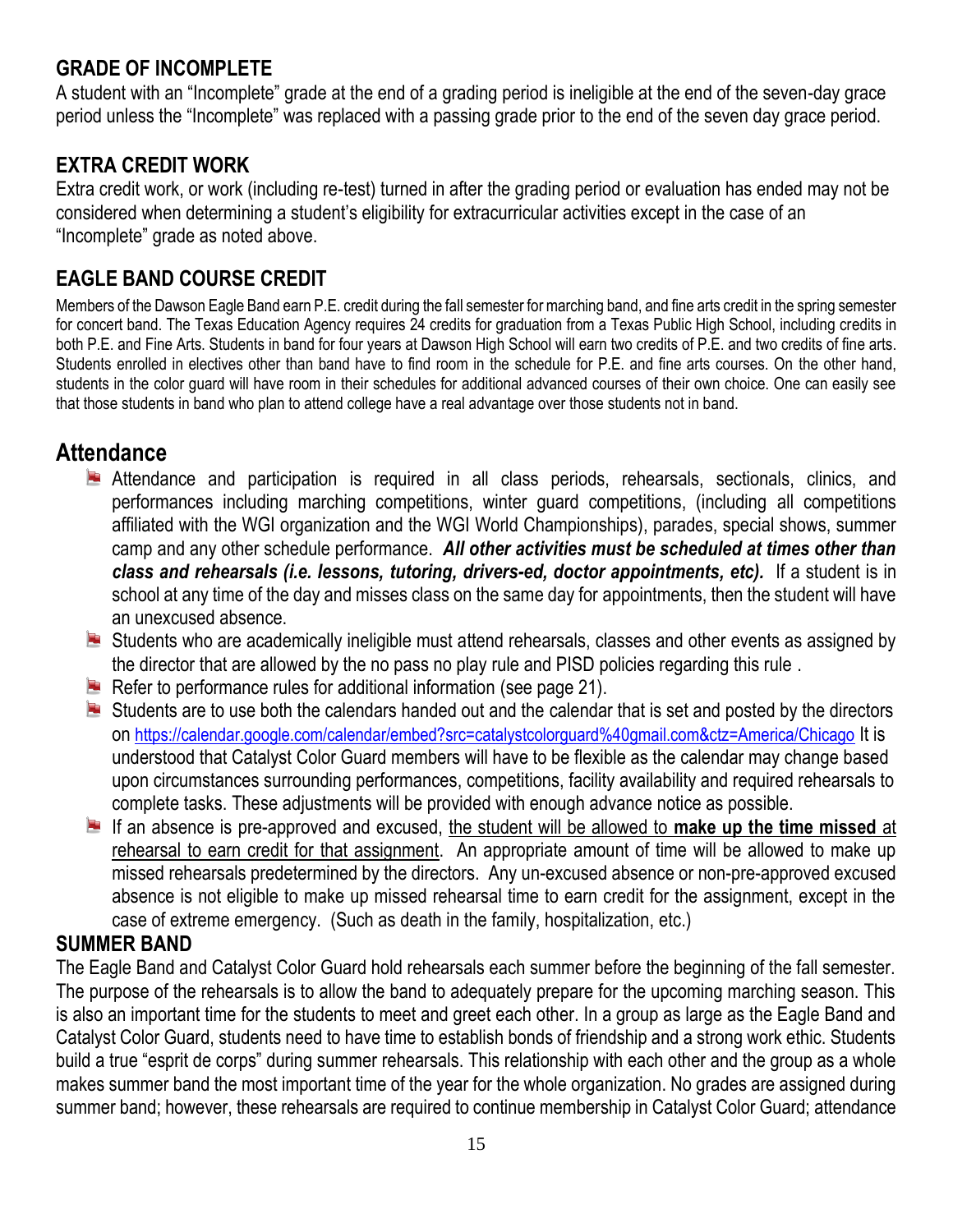### GRADE OF INCOMPLETE

A student with an "Incomplete" grade at the end of a grading period is ineligible at the end of the seven-day grace period unless the "Incomplete" was replaced with a passing grade prior to the end of the seven day grace period.

### EXTRA CREDIT WORK

Extra credit work, or work (including re-test) turned in after the grading period or evaluation has ended may not be considered when determining a student's eligibility for extracurricular activities except in the case of an "Incomplete" grade as noted above.

### EAGLE BAND COURSE CREDIT

Members of the Dawson Eagle Band earn P.E. credit during the fall semester for marching band, and fine arts credit in the spring semester for concert band. The Texas Education Agency requires 24 credits for graduation from a Texas Public High School, including credits in both P.E. and Fine Arts. Students in band for four years at Dawson High School will earn two credits of P.E. and two credits of fine arts. Students enrolled in electives other than band have to find room in the schedule for P.E. and fine arts courses. On the other hand, students in the color guard will have room in their schedules for additional advanced courses of their own choice. One can easily see that those students in band who plan to attend college have a real advantage over those students not in band.

## Attendance

- Attendance and participation is required in all class periods, rehearsals, sectionals, clinics, and performances including marching competitions, winter guard competitions, (including all competitions affiliated with the WGI organization and the WGI World Championships), parades, special shows, summer camp and any other schedule performance. ***All other activities must be scheduled at times other than class and rehearsals (i.e. lessons, tutoring, drivers-ed, doctor appointments, etc).*** If a student is in school at any time of the day and misses class on the same day for appointments, then the student will have an unexcused absence.
- Students who are academically ineligible must attend rehearsals, classes and other events as assigned by the director that are allowed by the no pass no play rule and PISD policies regarding this rule .
- Refer to performance rules for additional information (see page 21).
- Students are to use both the calendars handed out and the calendar that is set and posted by the directors on https://calendar.google.com/calendar/embed?src=catalystcolorguard%40gmail.com&ctz=America/Chicago It is understood that Catalyst Color Guard members will have to be flexible as the calendar may change based upon circumstances surrounding performances, competitions, facility availability and required rehearsals to complete tasks. These adjustments will be provided with enough advance notice as possible.
- If an absence is pre-approved and excused, <u>the student will be allowed to **make up the time missed** at rehearsal to earn credit for that assignment</u>. An appropriate amount of time will be allowed to make up missed rehearsals predetermined by the directors. Any un-excused absence or non-pre-approved excused absence is not eligible to make up missed rehearsal time to earn credit for the assignment, except in the case of extreme emergency. (Such as death in the family, hospitalization, etc.)

### SUMMER BAND

The Eagle Band and Catalyst Color Guard hold rehearsals each summer before the beginning of the fall semester. The purpose of the rehearsals is to allow the band to adequately prepare for the upcoming marching season. This is also an important time for the students to meet and greet each other. In a group as large as the Eagle Band and Catalyst Color Guard, students need to have time to establish bonds of friendship and a strong work ethic. Students build a true "esprit de corps" during summer rehearsals. This relationship with each other and the group as a whole makes summer band the most important time of the year for the whole organization. No grades are assigned during summer band; however, these rehearsals are required to continue membership in Catalyst Color Guard; attendance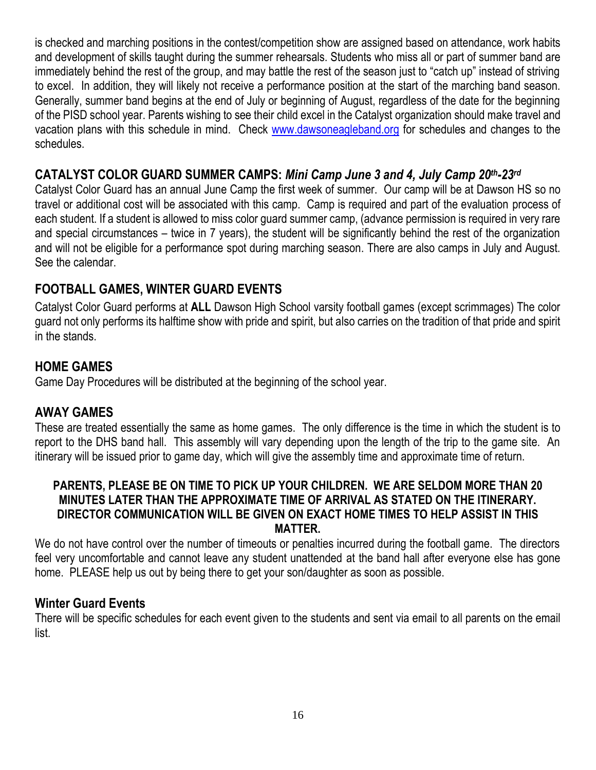is checked and marching positions in the contest/competition show are assigned based on attendance, work habits and development of skills taught during the summer rehearsals. Students who miss all or part of summer band are immediately behind the rest of the group, and may battle the rest of the season just to "catch up" instead of striving to excel. In addition, they will likely not receive a performance position at the start of the marching band season. Generally, summer band begins at the end of July or beginning of August, regardless of the date for the beginning of the PISD school year. Parents wishing to see their child excel in the Catalyst organization should make travel and vacation plans with this schedule in mind. Check [www.dawsoneagleband.org](www.dawsoneagleband.org) for schedules and changes to the schedules.

## CATALYST COLOR GUARD SUMMER CAMPS: *Mini Camp June 3 and 4, July Camp 20th-23rd*

Catalyst Color Guard has an annual June Camp the first week of summer. Our camp will be at Dawson HS so no travel or additional cost will be associated with this camp. Camp is required and part of the evaluation process of each student. If a student is allowed to miss color guard summer camp, (advance permission is required in very rare and special circumstances – twice in 7 years), the student will be significantly behind the rest of the organization and will not be eligible for a performance spot during marching season. There are also camps in July and August. See the calendar.

## FOOTBALL GAMES, WINTER GUARD EVENTS

Catalyst Color Guard performs at **ALL** Dawson High School varsity football games (except scrimmages) The color guard not only performs its halftime show with pride and spirit, but also carries on the tradition of that pride and spirit in the stands.

## HOME GAMES

Game Day Procedures will be distributed at the beginning of the school year.

## AWAY GAMES

These are treated essentially the same as home games. The only difference is the time in which the student is to report to the DHS band hall. This assembly will vary depending upon the length of the trip to the game site. An itinerary will be issued prior to game day, which will give the assembly time and approximate time of return.

**PARENTS, PLEASE BE ON TIME TO PICK UP YOUR CHILDREN. WE ARE SELDOM MORE THAN 20 MINUTES LATER THAN THE APPROXIMATE TIME OF ARRIVAL AS STATED ON THE ITINERARY. DIRECTOR COMMUNICATION WILL BE GIVEN ON EXACT HOME TIMES TO HELP ASSIST IN THIS MATTER.**

We do not have control over the number of timeouts or penalties incurred during the football game. The directors feel very uncomfortable and cannot leave any student unattended at the band hall after everyone else has gone home. PLEASE help us out by being there to get your son/daughter as soon as possible.

## Winter Guard Events

There will be specific schedules for each event given to the students and sent via email to all parents on the email list.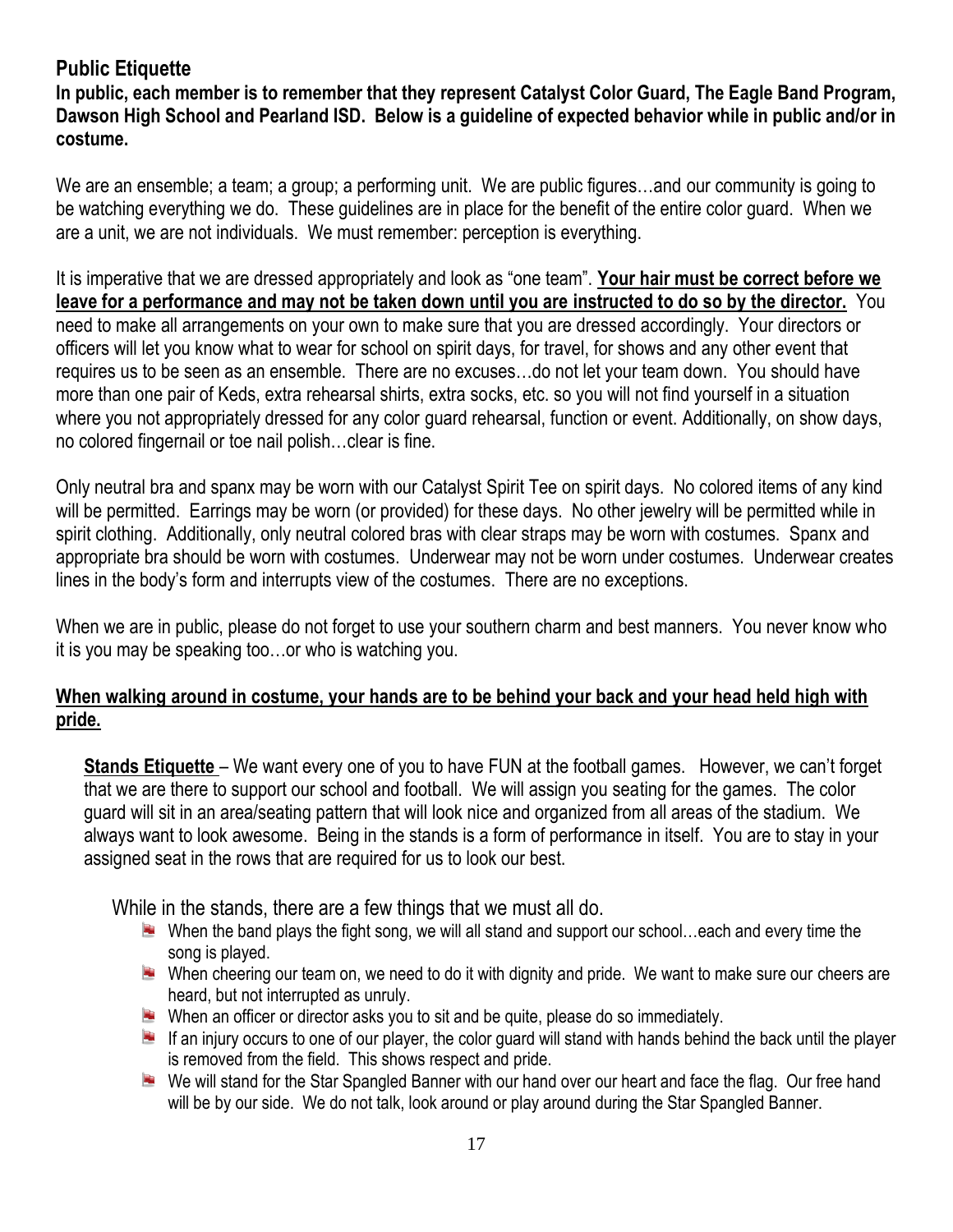## Public Etiquette

**In public, each member is to remember that they represent Catalyst Color Guard, The Eagle Band Program, Dawson High School and Pearland ISD. Below is a guideline of expected behavior while in public and/or in costume.**

We are an ensemble; a team; a group; a performing unit. We are public figures…and our community is going to be watching everything we do. These guidelines are in place for the benefit of the entire color guard. When we are a unit, we are not individuals. We must remember: perception is everything.

It is imperative that we are dressed appropriately and look as "one team". **Your hair must be correct before we leave for a performance and may not be taken down until you are instructed to do so by the director.** You need to make all arrangements on your own to make sure that you are dressed accordingly. Your directors or officers will let you know what to wear for school on spirit days, for travel, for shows and any other event that requires us to be seen as an ensemble. There are no excuses…do not let your team down. You should have more than one pair of Keds, extra rehearsal shirts, extra socks, etc. so you will not find yourself in a situation where you not appropriately dressed for any color guard rehearsal, function or event. Additionally, on show days, no colored fingernail or toe nail polish…clear is fine.

Only neutral bra and spanx may be worn with our Catalyst Spirit Tee on spirit days. No colored items of any kind will be permitted. Earrings may be worn (or provided) for these days. No other jewelry will be permitted while in spirit clothing. Additionally, only neutral colored bras with clear straps may be worn with costumes. Spanx and appropriate bra should be worn with costumes. Underwear may not be worn under costumes. Underwear creates lines in the body's form and interrupts view of the costumes. There are no exceptions.

When we are in public, please do not forget to use your southern charm and best manners. You never know who it is you may be speaking too…or who is watching you.

**When walking around in costume, your hands are to be behind your back and your head held high with pride.**

**Stands Etiquette** – We want every one of you to have FUN at the football games. However, we can't forget that we are there to support our school and football. We will assign you seating for the games. The color guard will sit in an area/seating pattern that will look nice and organized from all areas of the stadium. We always want to look awesome. Being in the stands is a form of performance in itself. You are to stay in your assigned seat in the rows that are required for us to look our best.

While in the stands, there are a few things that we must all do.

- When the band plays the fight song, we will all stand and support our school…each and every time the song is played.
- When cheering our team on, we need to do it with dignity and pride. We want to make sure our cheers are heard, but not interrupted as unruly.
- When an officer or director asks you to sit and be quite, please do so immediately.
- If an injury occurs to one of our player, the color guard will stand with hands behind the back until the player is removed from the field. This shows respect and pride.
- We will stand for the Star Spangled Banner with our hand over our heart and face the flag. Our free hand will be by our side. We do not talk, look around or play around during the Star Spangled Banner.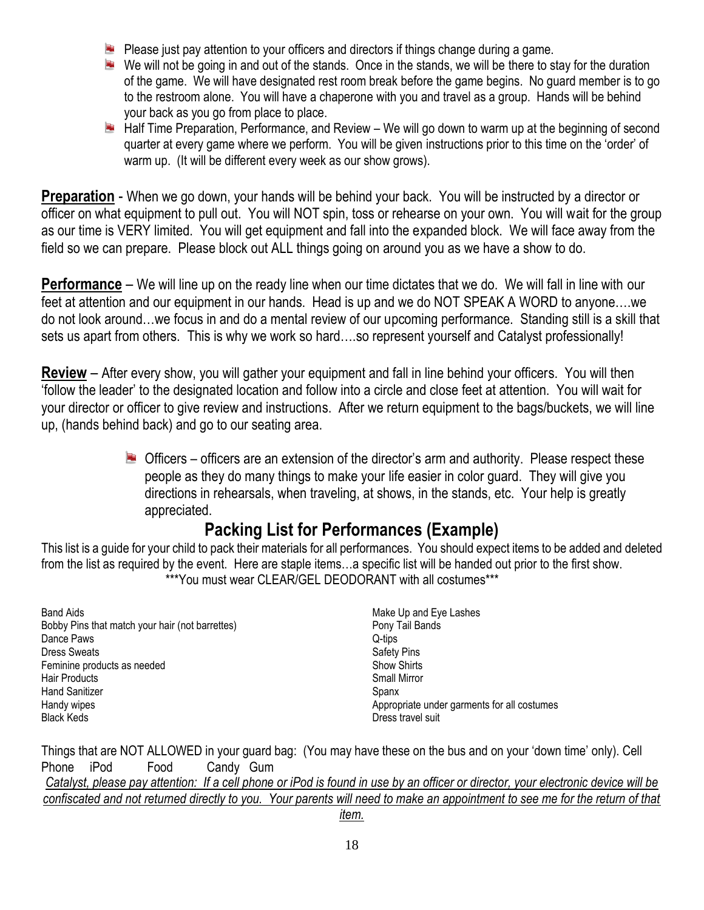- Please just pay attention to your officers and directors if things change during a game.
- We will not be going in and out of the stands. Once in the stands, we will be there to stay for the duration of the game. We will have designated rest room break before the game begins. No guard member is to go to the restroom alone. You will have a chaperone with you and travel as a group. Hands will be behind your back as you go from place to place.
- Half Time Preparation, Performance, and Review – We will go down to warm up at the beginning of second quarter at every game where we perform. You will be given instructions prior to this time on the 'order' of warm up. (It will be different every week as our show grows).

**Preparation** - When we go down, your hands will be behind your back. You will be instructed by a director or officer on what equipment to pull out. You will NOT spin, toss or rehearse on your own. You will wait for the group as our time is VERY limited. You will get equipment and fall into the expanded block. We will face away from the field so we can prepare. Please block out ALL things going on around you as we have a show to do.

**Performance** – We will line up on the ready line when our time dictates that we do. We will fall in line with our feet at attention and our equipment in our hands. Head is up and we do NOT SPEAK A WORD to anyone….we do not look around…we focus in and do a mental review of our upcoming performance. Standing still is a skill that sets us apart from others. This is why we work so hard….so represent yourself and Catalyst professionally!

**Review** – After every show, you will gather your equipment and fall in line behind your officers. You will then 'follow the leader' to the designated location and follow into a circle and close feet at attention. You will wait for your director or officer to give review and instructions. After we return equipment to the bags/buckets, we will line up, (hands behind back) and go to our seating area.

- Officers – officers are an extension of the director's arm and authority. Please respect these people as they do many things to make your life easier in color guard. They will give you directions in rehearsals, when traveling, at shows, in the stands, etc. Your help is greatly appreciated.

## Packing List for Performances (Example)

This list is a guide for your child to pack their materials for all performances. You should expect items to be added and deleted from the list as required by the event. Here are staple items…a specific list will be handed out prior to the first show.

\*\*\*You must wear CLEAR/GEL DEODORANT with all costumes\*\*\*

- Band Aids
- Bobby Pins that match your hair (not barrettes)
- Dance Paws
- Dress Sweats
- Feminine products as needed
- Hair Products
- Hand Sanitizer
- Handy wipes
- Black Keds
- Make Up and Eye Lashes
- Pony Tail Bands
- Q-tips
- Safety Pins
- Show Shirts
- Small Mirror
- Spanx
- Appropriate under garments for all costumes
- Dress travel suit

Things that are NOT ALLOWED in your guard bag: (You may have these on the bus and on your 'down time' only). Cell Phone iPod Food Candy Gum

*Catalyst, please pay attention: If a cell phone or iPod is found in use by an officer or director, your electronic device will be confiscated and not returned directly to you. Your parents will need to make an appointment to see me for the return of that item.*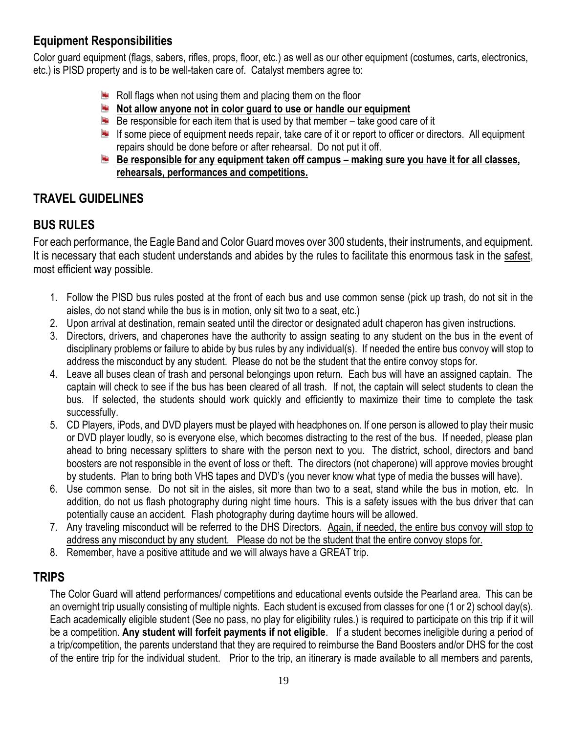## Equipment Responsibilities

Color guard equipment (flags, sabers, rifles, props, floor, etc.) as well as our other equipment (costumes, carts, electronics, etc.) is PISD property and is to be well-taken care of. Catalyst members agree to:

- Roll flags when not using them and placing them on the floor
- **Not allow anyone not in color guard to use or handle our equipment**
- Be responsible for each item that is used by that member – take good care of it
- If some piece of equipment needs repair, take care of it or report to officer or directors. All equipment repairs should be done before or after rehearsal. Do not put it off.
- **Be responsible for any equipment taken off campus – making sure you have it for all classes, rehearsals, performances and competitions.**

## TRAVEL GUIDELINES

## BUS RULES

For each performance, the Eagle Band and Color Guard moves over 300 students, their instruments, and equipment. It is necessary that each student understands and abides by the rules to facilitate this enormous task in the safest, most efficient way possible.

1. Follow the PISD bus rules posted at the front of each bus and use common sense (pick up trash, do not sit in the aisles, do not stand while the bus is in motion, only sit two to a seat, etc.)
2. Upon arrival at destination, remain seated until the director or designated adult chaperon has given instructions.
3. Directors, drivers, and chaperones have the authority to assign seating to any student on the bus in the event of disciplinary problems or failure to abide by bus rules by any individual(s). If needed the entire bus convoy will stop to address the misconduct by any student. Please do not be the student that the entire convoy stops for.
4. Leave all buses clean of trash and personal belongings upon return. Each bus will have an assigned captain. The captain will check to see if the bus has been cleared of all trash. If not, the captain will select students to clean the bus. If selected, the students should work quickly and efficiently to maximize their time to complete the task successfully.
5. CD Players, iPods, and DVD players must be played with headphones on. If one person is allowed to play their music or DVD player loudly, so is everyone else, which becomes distracting to the rest of the bus. If needed, please plan ahead to bring necessary splitters to share with the person next to you. The district, school, directors and band boosters are not responsible in the event of loss or theft. The directors (not chaperone) will approve movies brought by students. Plan to bring both VHS tapes and DVD's (you never know what type of media the busses will have).
6. Use common sense. Do not sit in the aisles, sit more than two to a seat, stand while the bus in motion, etc. In addition, do not us flash photography during night time hours. This is a safety issues with the bus driver that can potentially cause an accident. Flash photography during daytime hours will be allowed.
7. Any traveling misconduct will be referred to the DHS Directors. Again, if needed, the entire bus convoy will stop to address any misconduct by any student. Please do not be the student that the entire convoy stops for.
8. Remember, have a positive attitude and we will always have a GREAT trip.

## TRIPS

The Color Guard will attend performances/ competitions and educational events outside the Pearland area. This can be an overnight trip usually consisting of multiple nights. Each student is excused from classes for one (1 or 2) school day(s). Each academically eligible student (See no pass, no play for eligibility rules.) is required to participate on this trip if it will be a competition. **Any student will forfeit payments if not eligible**. If a student becomes ineligible during a period of a trip/competition, the parents understand that they are required to reimburse the Band Boosters and/or DHS for the cost of the entire trip for the individual student. Prior to the trip, an itinerary is made available to all members and parents,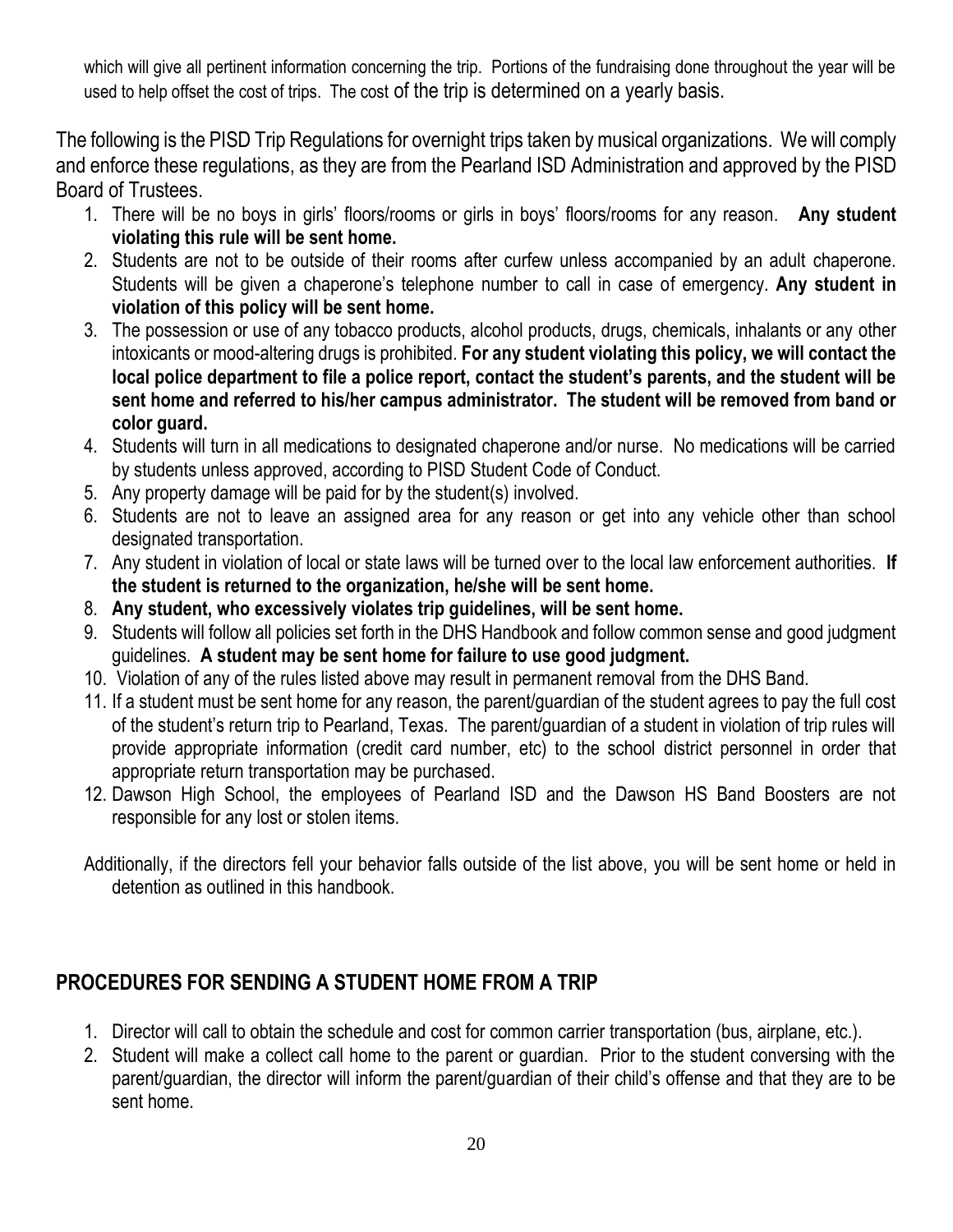which will give all pertinent information concerning the trip. Portions of the fundraising done throughout the year will be used to help offset the cost of trips. The cost of the trip is determined on a yearly basis.

The following is the PISD Trip Regulations for overnight trips taken by musical organizations. We will comply and enforce these regulations, as they are from the Pearland ISD Administration and approved by the PISD Board of Trustees.

1. There will be no boys in girls' floors/rooms or girls in boys' floors/rooms for any reason. **Any student violating this rule will be sent home.**
2. Students are not to be outside of their rooms after curfew unless accompanied by an adult chaperone. Students will be given a chaperone's telephone number to call in case of emergency. **Any student in violation of this policy will be sent home.**
3. The possession or use of any tobacco products, alcohol products, drugs, chemicals, inhalants or any other intoxicants or mood-altering drugs is prohibited. **For any student violating this policy, we will contact the local police department to file a police report, contact the student's parents, and the student will be sent home and referred to his/her campus administrator. The student will be removed from band or color guard.**
4. Students will turn in all medications to designated chaperone and/or nurse. No medications will be carried by students unless approved, according to PISD Student Code of Conduct.
5. Any property damage will be paid for by the student(s) involved.
6. Students are not to leave an assigned area for any reason or get into any vehicle other than school designated transportation.
7. Any student in violation of local or state laws will be turned over to the local law enforcement authorities. **If the student is returned to the organization, he/she will be sent home.**
8. **Any student, who excessively violates trip guidelines, will be sent home.**
9. Students will follow all policies set forth in the DHS Handbook and follow common sense and good judgment guidelines. **A student may be sent home for failure to use good judgment.**
10. Violation of any of the rules listed above may result in permanent removal from the DHS Band.
11. If a student must be sent home for any reason, the parent/guardian of the student agrees to pay the full cost of the student's return trip to Pearland, Texas. The parent/guardian of a student in violation of trip rules will provide appropriate information (credit card number, etc) to the school district personnel in order that appropriate return transportation may be purchased.
12. Dawson High School, the employees of Pearland ISD and the Dawson HS Band Boosters are not responsible for any lost or stolen items.

Additionally, if the directors fell your behavior falls outside of the list above, you will be sent home or held in detention as outlined in this handbook.

## PROCEDURES FOR SENDING A STUDENT HOME FROM A TRIP

1. Director will call to obtain the schedule and cost for common carrier transportation (bus, airplane, etc.).
2. Student will make a collect call home to the parent or guardian. Prior to the student conversing with the parent/guardian, the director will inform the parent/guardian of their child's offense and that they are to be sent home.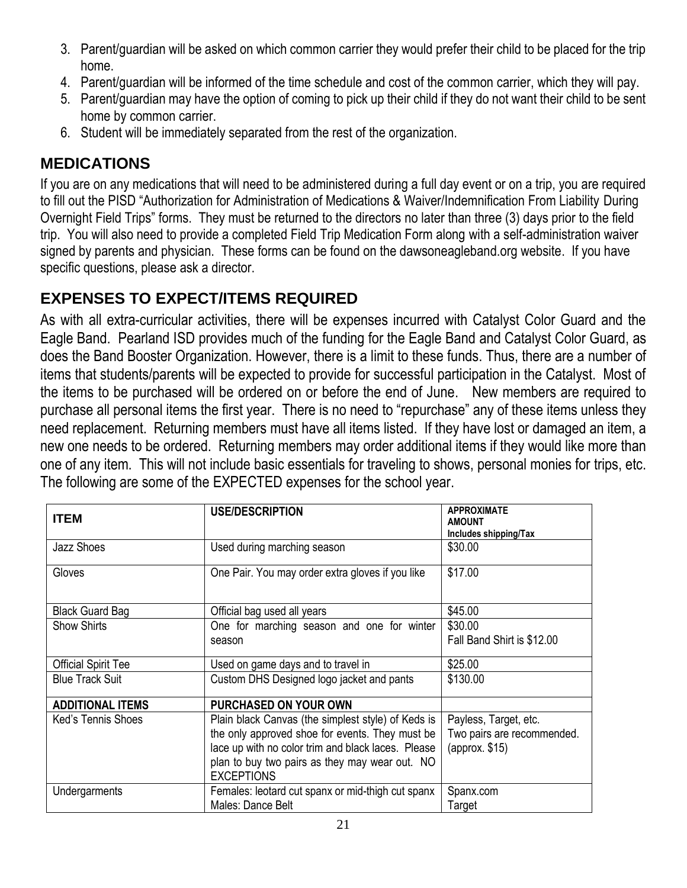3. Parent/guardian will be asked on which common carrier they would prefer their child to be placed for the trip home.
4. Parent/guardian will be informed of the time schedule and cost of the common carrier, which they will pay.
5. Parent/guardian may have the option of coming to pick up their child if they do not want their child to be sent home by common carrier.
6. Student will be immediately separated from the rest of the organization.

## MEDICATIONS

If you are on any medications that will need to be administered during a full day event or on a trip, you are required to fill out the PISD "Authorization for Administration of Medications & Waiver/Indemnification From Liability During Overnight Field Trips" forms. They must be returned to the directors no later than three (3) days prior to the field trip. You will also need to provide a completed Field Trip Medication Form along with a self-administration waiver signed by parents and physician. These forms can be found on the dawsoneagleband.org website. If you have specific questions, please ask a director.

## EXPENSES TO EXPECT/ITEMS REQUIRED

As with all extra-curricular activities, there will be expenses incurred with Catalyst Color Guard and the Eagle Band. Pearland ISD provides much of the funding for the Eagle Band and Catalyst Color Guard, as does the Band Booster Organization. However, there is a limit to these funds. Thus, there are a number of items that students/parents will be expected to provide for successful participation in the Catalyst. Most of the items to be purchased will be ordered on or before the end of June. New members are required to purchase all personal items the first year. There is no need to "repurchase" any of these items unless they need replacement. Returning members must have all items listed. If they have lost or damaged an item, a new one needs to be ordered. Returning members may order additional items if they would like more than one of any item. This will not include basic essentials for traveling to shows, personal monies for trips, etc. The following are some of the EXPECTED expenses for the school year.

| ITEM | USE/DESCRIPTION | APPROXIMATE AMOUNT Includes shipping/Tax |
|---|---|---|
| Jazz Shoes | Used during marching season | \$30.00 |
| Gloves | One Pair. You may order extra gloves if you like | \$17.00 |
| Black Guard Bag | Official bag used all years | \$45.00 |
| Show Shirts | One for marching season and one for winter season | \$30.00 Fall Band Shirt is \$12.00 |
| Official Spirit Tee | Used on game days and to travel in | \$25.00 |
| Blue Track Suit | Custom DHS Designed logo jacket and pants | \$130.00 |
| **ADDITIONAL ITEMS** | **PURCHASED ON YOUR OWN** | |
| Ked's Tennis Shoes | Plain black Canvas (the simplest style) of Keds is the only approved shoe for events. They must be lace up with no color trim and black laces. Please plan to buy two pairs as they may wear out. NO EXCEPTIONS | Payless, Target, etc. Two pairs are recommended. (approx. \$15) |
| Undergarments | Females: leotard cut spanx or mid-thigh cut spanx Males: Dance Belt | Spanx.com Target |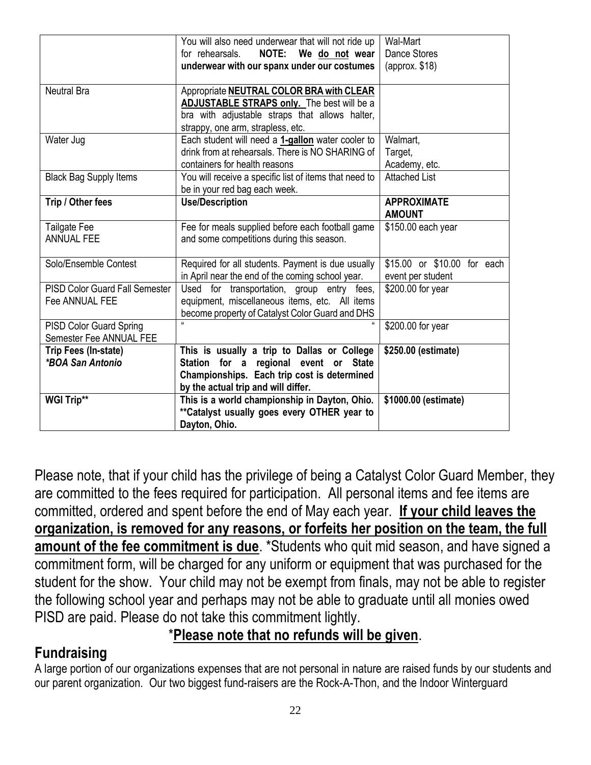|  |  |  |
| --- | --- | --- |
|  | You will also need underwear that will not ride up for rehearsals. **NOTE: We <u>do not</u> wear underwear with our spanx under our costumes** | Wal-Mart<br>Dance Stores<br>(approx. $18) |
| Neutral Bra | Appropriate **<u>NEUTRAL COLOR BRA with CLEAR ADJUSTABLE STRAPS only.</u>** The best will be a bra with adjustable straps that allows halter, strappy, one arm, strapless, etc. |  |
| Water Jug | Each student will need a **<u>1-gallon</u>** water cooler to drink from at rehearsals. There is NO SHARING of containers for health reasons | Walmart,<br>Target,<br>Academy, etc. |
| Black Bag Supply Items | You will receive a specific list of items that need to be in your red bag each week. | Attached List |
| **Trip / Other fees** | **Use/Description** | **APPROXIMATE AMOUNT** |
| Tailgate Fee<br>ANNUAL FEE | Fee for meals supplied before each football game and some competitions during this season. | $150.00 each year |
| Solo/Ensemble Contest | Required for all students. Payment is due usually in April near the end of the coming school year. | $15.00 or $10.00 for each event per student |
| PISD Color Guard Fall Semester Fee ANNUAL FEE | Used for transportation, group entry fees, equipment, miscellaneous items, etc. All items become property of Catalyst Color Guard and DHS | $200.00 for year |
| PISD Color Guard Spring Semester Fee ANNUAL FEE | " " | $200.00 for year |
| **Trip Fees (In-state)**<br>***BOA San Antonio*** | **This is usually a trip to Dallas or College Station for a regional event or State Championships. Each trip cost is determined by the actual trip and will differ.** | **$250.00 (estimate)** |
| **WGI Trip**** | **This is a world championship in Dayton, Ohio. **Catalyst usually goes every OTHER year to Dayton, Ohio.** | **$1000.00 (estimate)** |

Please note, that if your child has the privilege of being a Catalyst Color Guard Member, they are committed to the fees required for participation. All personal items and fee items are committed, ordered and spent before the end of May each year. **<u>If your child leaves the organization, is removed for any reasons, or forfeits her position on the team, the full amount of the fee commitment is due</u>**. *Students who quit mid season, and have signed a commitment form, will be charged for any uniform or equipment that was purchased for the student for the show. Your child may not be exempt from finals, may not be able to register the following school year and perhaps may not be able to graduate until all monies owed PISD are paid. Please do not take this commitment lightly.

*<u>**Please note that no refunds will be given**</u>.

## Fundraising

A large portion of our organizations expenses that are not personal in nature are raised funds by our students and our parent organization. Our two biggest fund-raisers are the Rock-A-Thon, and the Indoor Winterguard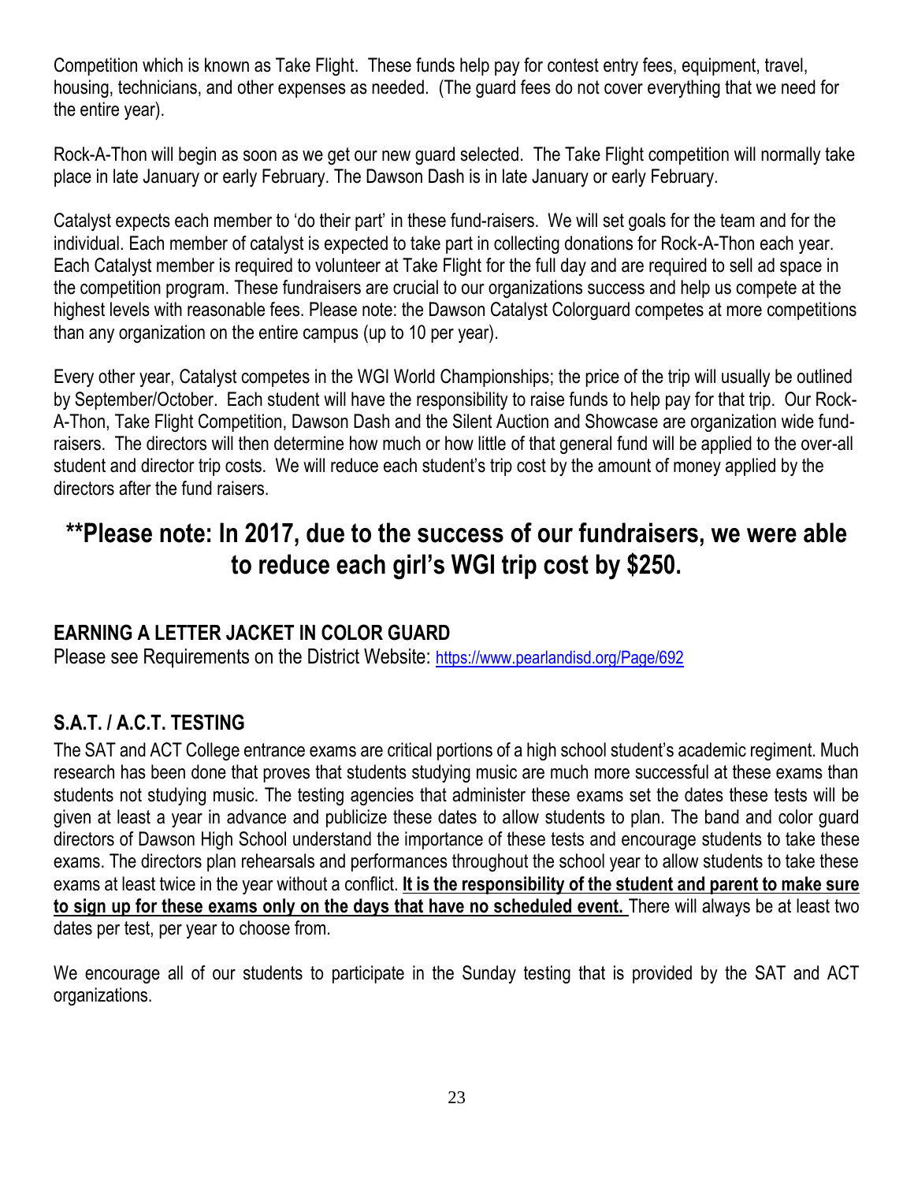Competition which is known as Take Flight. These funds help pay for contest entry fees, equipment, travel, housing, technicians, and other expenses as needed. (The guard fees do not cover everything that we need for the entire year).

Rock-A-Thon will begin as soon as we get our new guard selected. The Take Flight competition will normally take place in late January or early February. The Dawson Dash is in late January or early February.

Catalyst expects each member to 'do their part' in these fund-raisers. We will set goals for the team and for the individual. Each member of catalyst is expected to take part in collecting donations for Rock-A-Thon each year. Each Catalyst member is required to volunteer at Take Flight for the full day and are required to sell ad space in the competition program. These fundraisers are crucial to our organizations success and help us compete at the highest levels with reasonable fees. Please note: the Dawson Catalyst Colorguard competes at more competitions than any organization on the entire campus (up to 10 per year).

Every other year, Catalyst competes in the WGI World Championships; the price of the trip will usually be outlined by September/October. Each student will have the responsibility to raise funds to help pay for that trip. Our Rock-A-Thon, Take Flight Competition, Dawson Dash and the Silent Auction and Showcase are organization wide fund-raisers. The directors will then determine how much or how little of that general fund will be applied to the over-all student and director trip costs. We will reduce each student's trip cost by the amount of money applied by the directors after the fund raisers.

## **Please note: In 2017, due to the success of our fundraisers, we were able to reduce each girl's WGI trip cost by $250.

### EARNING A LETTER JACKET IN COLOR GUARD

Please see Requirements on the District Website: https://www.pearlandisd.org/Page/692

### S.A.T. / A.C.T. TESTING

The SAT and ACT College entrance exams are critical portions of a high school student's academic regiment. Much research has been done that proves that students studying music are much more successful at these exams than students not studying music. The testing agencies that administer these exams set the dates these tests will be given at least a year in advance and publicize these dates to allow students to plan. The band and color guard directors of Dawson High School understand the importance of these tests and encourage students to take these exams. The directors plan rehearsals and performances throughout the school year to allow students to take these exams at least twice in the year without a conflict. **It is the responsibility of the student and parent to make sure to sign up for these exams only on the days that have no scheduled event.** There will always be at least two dates per test, per year to choose from.

We encourage all of our students to participate in the Sunday testing that is provided by the SAT and ACT organizations.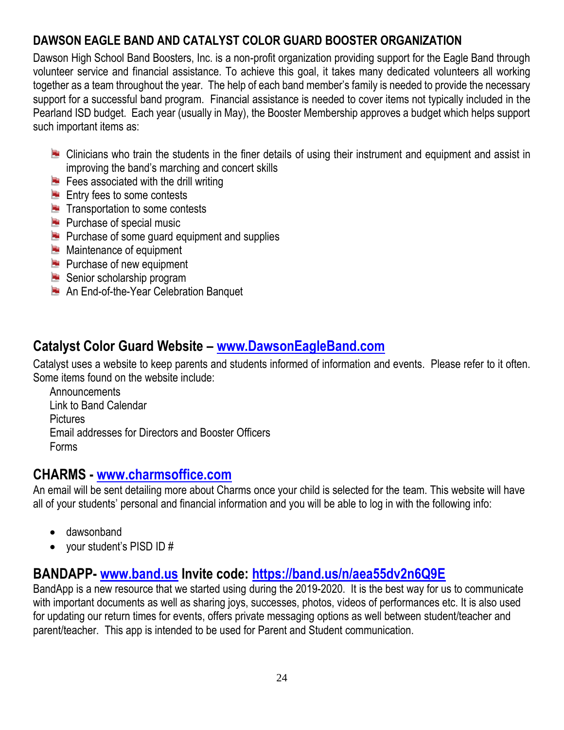## DAWSON EAGLE BAND AND CATALYST COLOR GUARD BOOSTER ORGANIZATION

Dawson High School Band Boosters, Inc. is a non-profit organization providing support for the Eagle Band through volunteer service and financial assistance. To achieve this goal, it takes many dedicated volunteers all working together as a team throughout the year. The help of each band member's family is needed to provide the necessary support for a successful band program. Financial assistance is needed to cover items not typically included in the Pearland ISD budget. Each year (usually in May), the Booster Membership approves a budget which helps support such important items as:

- Clinicians who train the students in the finer details of using their instrument and equipment and assist in improving the band's marching and concert skills
- Fees associated with the drill writing
- Entry fees to some contests
- Transportation to some contests
- Purchase of special music
- Purchase of some guard equipment and supplies
- Maintenance of equipment
- Purchase of new equipment
- Senior scholarship program
- An End-of-the-Year Celebration Banquet

## Catalyst Color Guard Website – www.DawsonEagleBand.com

Catalyst uses a website to keep parents and students informed of information and events. Please refer to it often. Some items found on the website include:

Announcements
Link to Band Calendar
Pictures
Email addresses for Directors and Booster Officers
Forms

## CHARMS - www.charmsoffice.com

An email will be sent detailing more about Charms once your child is selected for the team. This website will have all of your students' personal and financial information and you will be able to log in with the following info:

- dawsonband
- your student's PISD ID #

## BANDAPP- www.band.us Invite code: https://band.us/n/aea55dv2n6Q9E

BandApp is a new resource that we started using during the 2019-2020. It is the best way for us to communicate with important documents as well as sharing joys, successes, photos, videos of performances etc. It is also used for updating our return times for events, offers private messaging options as well between student/teacher and parent/teacher. This app is intended to be used for Parent and Student communication.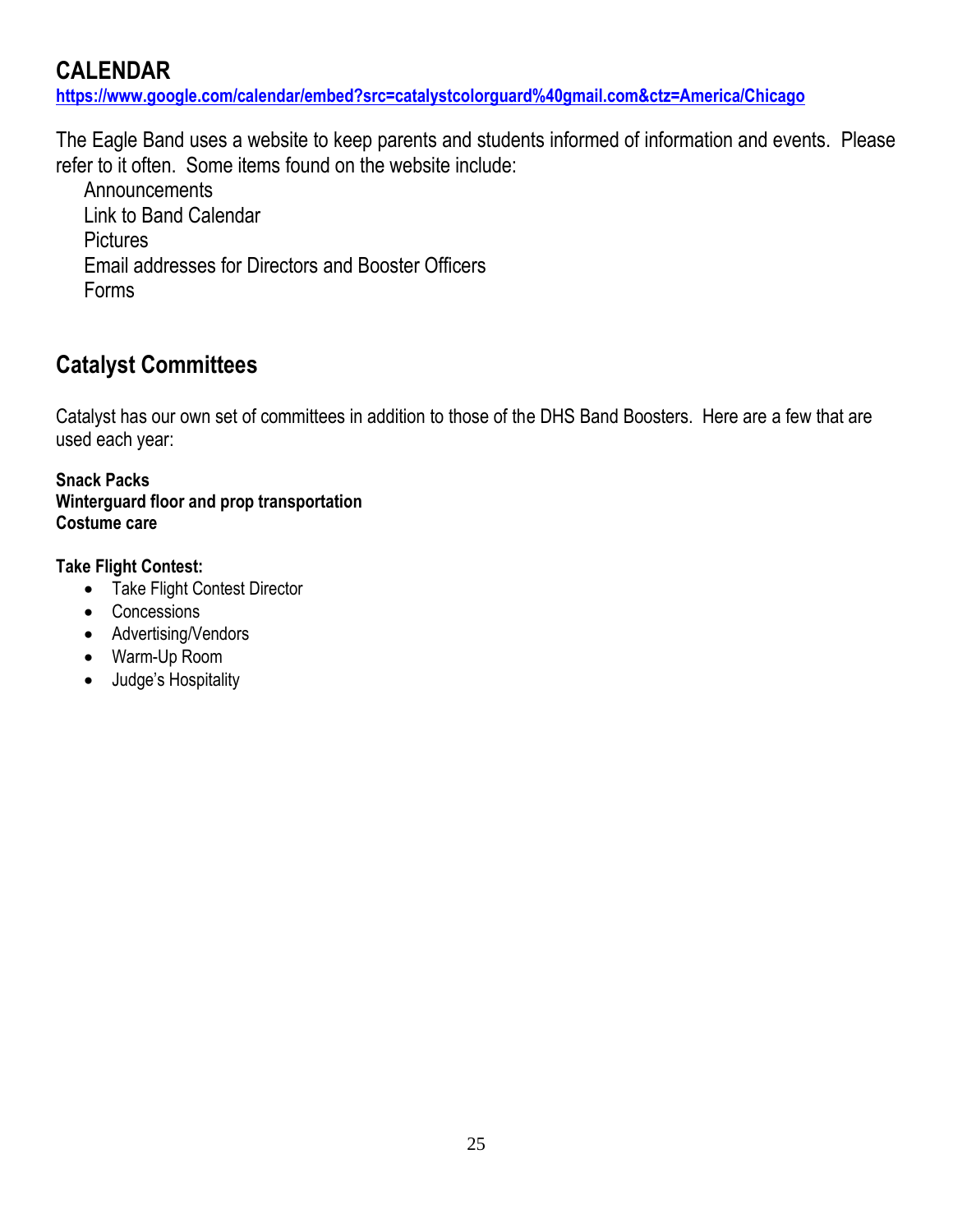## CALENDAR

**https://www.google.com/calendar/embed?src=catalystcolorguard%40gmail.com&ctz=America/Chicago**

The Eagle Band uses a website to keep parents and students informed of information and events. Please refer to it often. Some items found on the website include:

Announcements
Link to Band Calendar
Pictures
Email addresses for Directors and Booster Officers
Forms

## Catalyst Committees

Catalyst has our own set of committees in addition to those of the DHS Band Boosters. Here are a few that are used each year:

**Snack Packs**
**Winterguard floor and prop transportation**
**Costume care**

**Take Flight Contest:**

- Take Flight Contest Director
- Concessions
- Advertising/Vendors
- Warm-Up Room
- Judge's Hospitality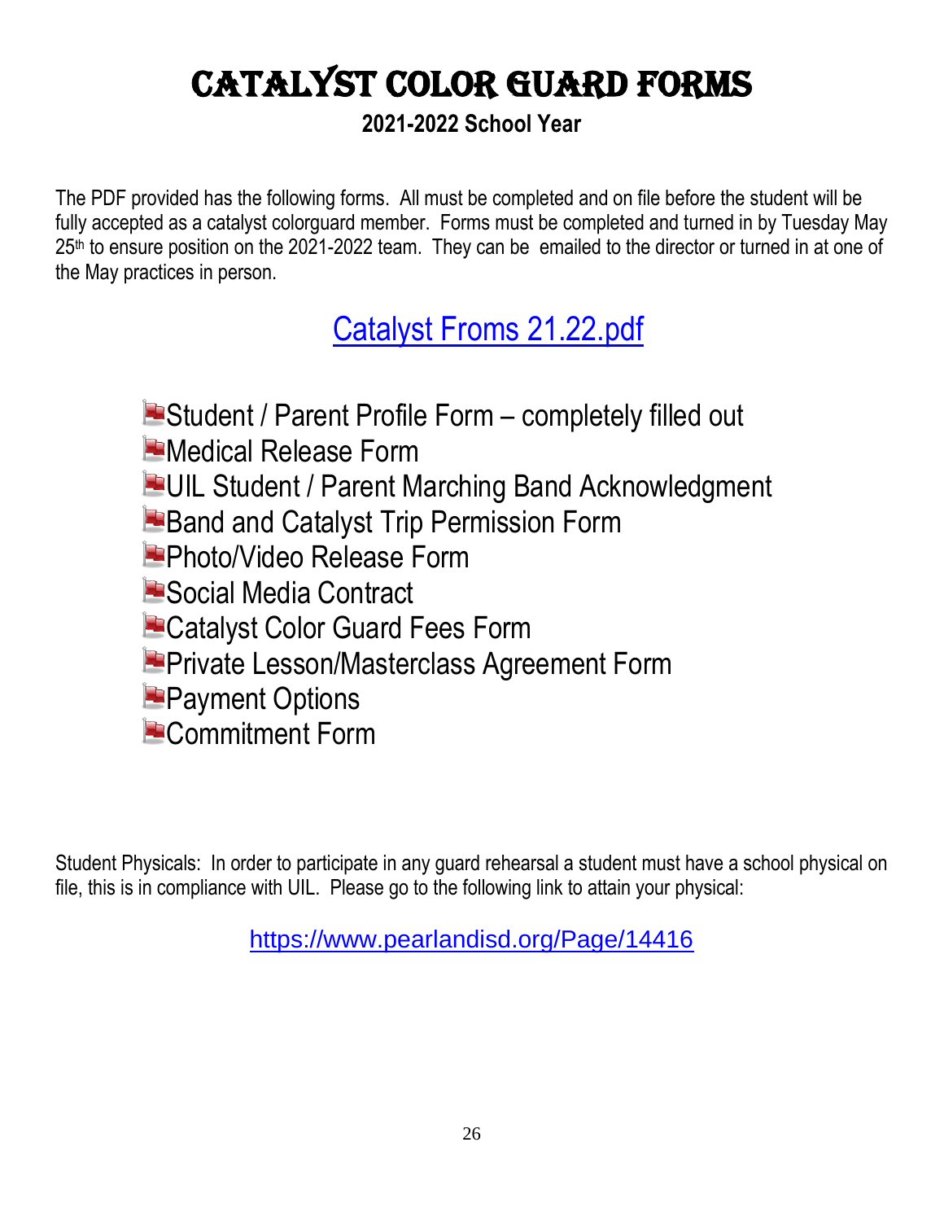# CATALYST COLOR GUARD FORMS

**2021-2022 School Year**

The PDF provided has the following forms. All must be completed and on file before the student will be fully accepted as a catalyst colorguard member. Forms must be completed and turned in by Tuesday May 25th to ensure position on the 2021-2022 team. They can be emailed to the director or turned in at one of the May practices in person.

Catalyst Froms 21.22.pdf

- Student / Parent Profile Form – completely filled out
- Medical Release Form
- UIL Student / Parent Marching Band Acknowledgment
- Band and Catalyst Trip Permission Form
- Photo/Video Release Form
- Social Media Contract
- Catalyst Color Guard Fees Form
- Private Lesson/Masterclass Agreement Form
- Payment Options
- Commitment Form

Student Physicals: In order to participate in any guard rehearsal a student must have a school physical on file, this is in compliance with UIL. Please go to the following link to attain your physical:

https://www.pearlandisd.org/Page/14416